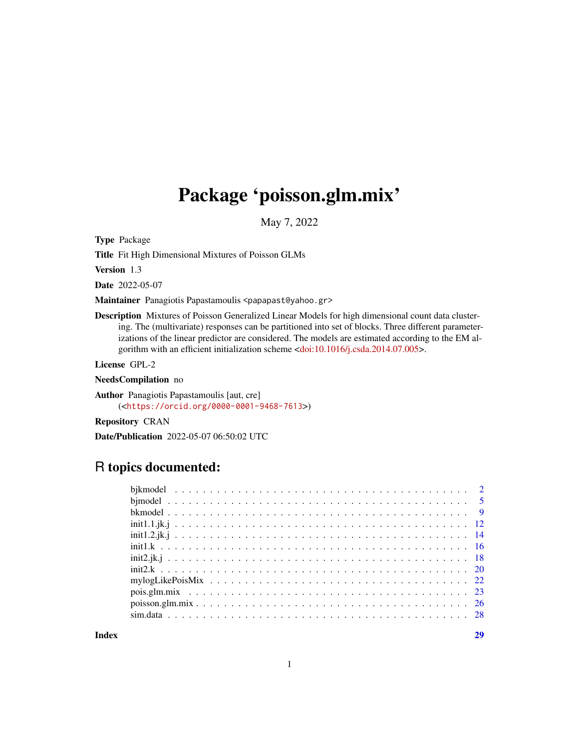# Package 'poisson.glm.mix'

May 7, 2022

**Type** Package

**Title** Fit High Dimensional Mixtures of Poisson GLMs

**Version** 1.3

**Date** 2022-05-07

**Maintainer** Panagiotis Papastamoulis <papapast@yahoo.gr>

**Description** Mixtures of Poisson Generalized Linear Models for high dimensional count data clustering. The (multivariate) responses can be partitioned into set of blocks. Three different parameterizations of the linear predictor are considered. The models are estimated according to the EM algorithm with an efficient initialization scheme <doi:10.1016/j.csda.2014.07.005>.

**License** GPL-2

**NeedsCompilation** no

**Author** Panagiotis Papastamoulis [aut, cre] (<https://orcid.org/0000-0001-9468-7613>)

**Repository** CRAN

**Date/Publication** 2022-05-07 06:50:02 UTC

## R topics documented:

| | |
|---|---|
| bjkmodel | 2 |
| bjmodel | 5 |
| bkmodel | 9 |
| init1.1.jk.j | 12 |
| init1.2.jk.j | 14 |
| init1.k | 16 |
| init2.jk.j | 18 |
| init2.k | 20 |
| mylogLikePoisMix | 22 |
| pois.glm.mix | 23 |
| poisson.glm.mix | 26 |
| sim.data | 28 |
| **Index** | **29** |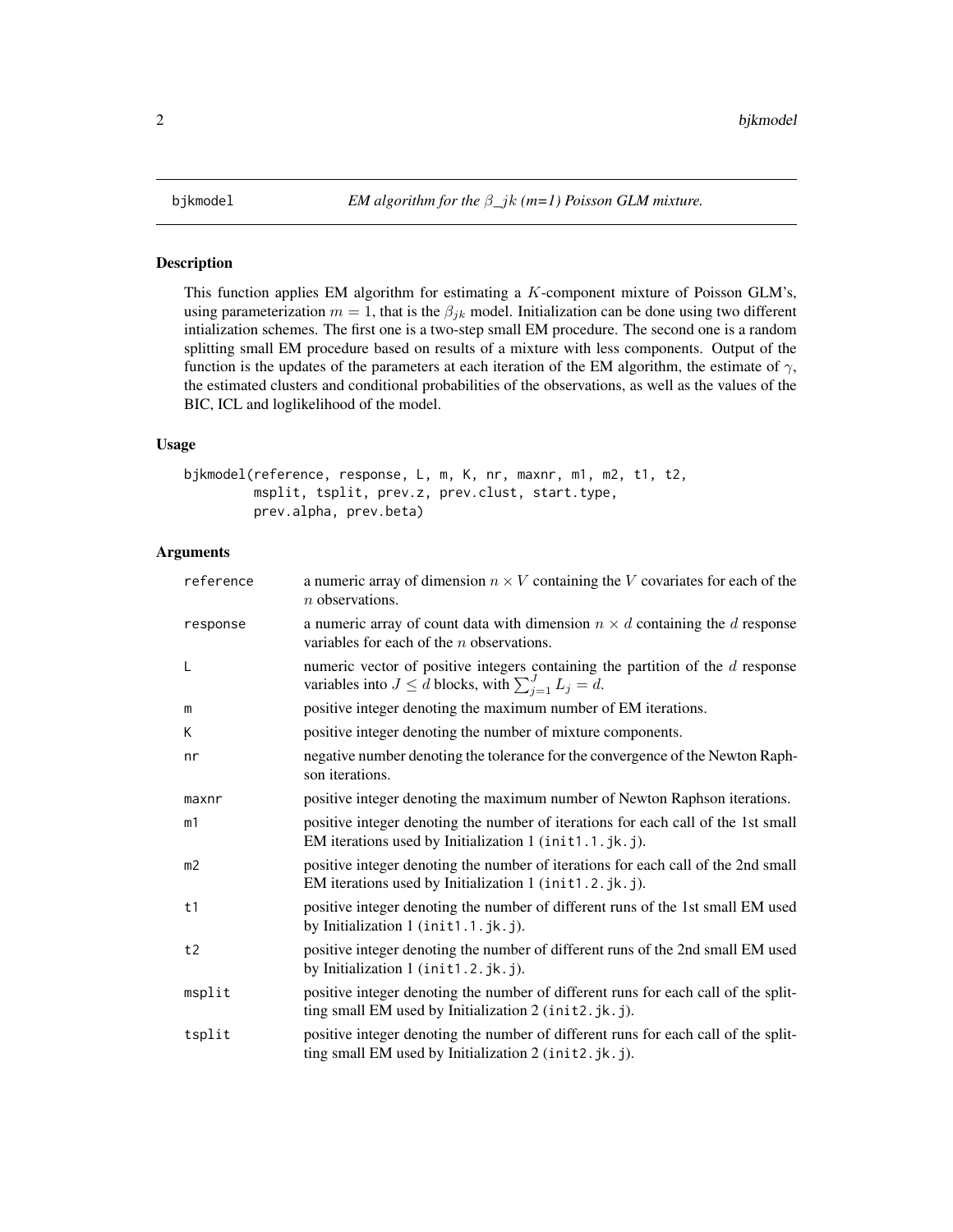bjkmodel *EM algorithm for the $\beta\_jk$ (m=1) Poisson GLM mixture.*

## Description

This function applies EM algorithm for estimating a $K$-component mixture of Poisson GLM's, using parameterization $m = 1$, that is the $\beta_{jk}$ model. Initialization can be done using two different intialization schemes. The first one is a two-step small EM procedure. The second one is a random splitting small EM procedure based on results of a mixture with less components. Output of the function is the updates of the parameters at each iteration of the EM algorithm, the estimate of $\gamma$, the estimated clusters and conditional probabilities of the observations, as well as the values of the BIC, ICL and loglikelihood of the model.

## Usage

```
bjkmodel(reference, response, L, m, K, nr, maxnr, m1, m2, t1, t2,
         msplit, tsplit, prev.z, prev.clust, start.type,
         prev.alpha, prev.beta)
```

## Arguments

| | |
|---|---|
| reference | a numeric array of dimension $n \times V$ containing the $V$ covariates for each of the $n$ observations. |
| response | a numeric array of count data with dimension $n \times d$ containing the $d$ response variables for each of the $n$ observations. |
| L | numeric vector of positive integers containing the partition of the $d$ response variables into $J \leq d$ blocks, with $\sum_{j=1}^{J} L_j = d$. |
| m | positive integer denoting the maximum number of EM iterations. |
| K | positive integer denoting the number of mixture components. |
| nr | negative number denoting the tolerance for the convergence of the Newton Raphson iterations. |
| maxnr | positive integer denoting the maximum number of Newton Raphson iterations. |
| m1 | positive integer denoting the number of iterations for each call of the 1st small EM iterations used by Initialization 1 (init1.1.jk.j). |
| m2 | positive integer denoting the number of iterations for each call of the 2nd small EM iterations used by Initialization 1 (init1.2.jk.j). |
| t1 | positive integer denoting the number of different runs of the 1st small EM used by Initialization 1 (init1.1.jk.j). |
| t2 | positive integer denoting the number of different runs of the 2nd small EM used by Initialization 1 (init1.2.jk.j). |
| msplit | positive integer denoting the number of different runs for each call of the splitting small EM used by Initialization 2 (init2.jk.j). |
| tsplit | positive integer denoting the number of different runs for each call of the splitting small EM used by Initialization 2 (init2.jk.j). |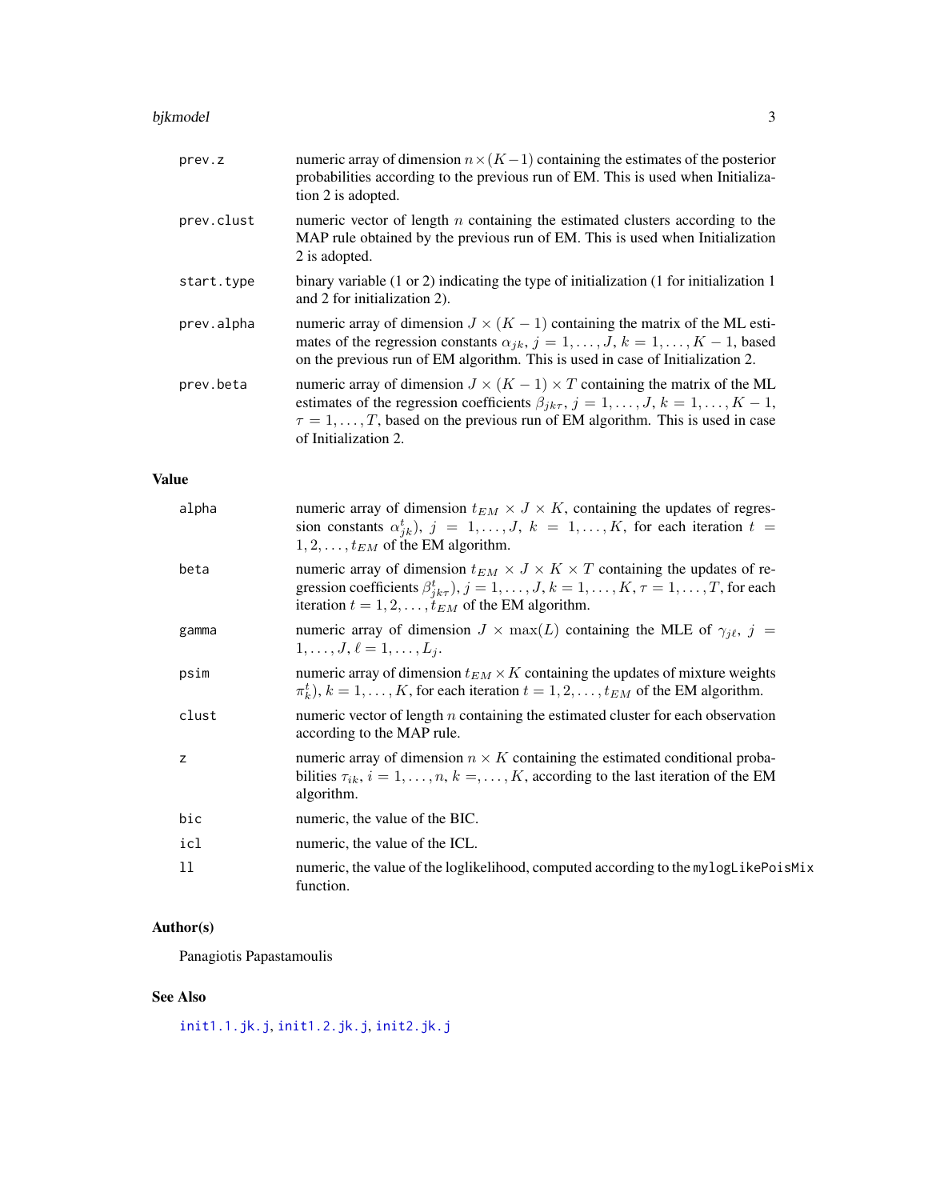| | |
|---|---|
| prev.z | numeric array of dimension $n \times (K-1)$ containing the estimates of the posterior probabilities according to the previous run of EM. This is used when Initialization 2 is adopted. |
| prev.clust | numeric vector of length $n$ containing the estimated clusters according to the MAP rule obtained by the previous run of EM. This is used when Initialization 2 is adopted. |
| start.type | binary variable (1 or 2) indicating the type of initialization (1 for initialization 1 and 2 for initialization 2). |
| prev.alpha | numeric array of dimension $J \times (K-1)$ containing the matrix of the ML estimates of the regression constants $\alpha_{jk}$, $j = 1, \ldots, J$, $k = 1, \ldots, K-1$, based on the previous run of EM algorithm. This is used in case of Initialization 2. |
| prev.beta | numeric array of dimension $J \times (K-1) \times T$ containing the matrix of the ML estimates of the regression coefficients $\beta_{jk\tau}$, $j = 1, \ldots, J$, $k = 1, \ldots, K-1$, $\tau = 1, \ldots, T$, based on the previous run of EM algorithm. This is used in case of Initialization 2. |

## Value

| | |
|---|---|
| alpha | numeric array of dimension $t_{EM} \times J \times K$, containing the updates of regression constants $\alpha_{jk}^{t}$), $j = 1, \ldots, J$, $k = 1, \ldots, K$, for each iteration $t = 1, 2, \ldots, t_{EM}$ of the EM algorithm. |
| beta | numeric array of dimension $t_{EM} \times J \times K \times T$ containing the updates of regression coefficients $\beta_{jk\tau}^{t}$), $j = 1, \ldots, J$, $k = 1, \ldots, K$, $\tau = 1, \ldots, T$, for each iteration $t = 1, 2, \ldots, t_{EM}$ of the EM algorithm. |
| gamma | numeric array of dimension $J \times \max(L)$ containing the MLE of $\gamma_{j\ell}$, $j = 1, \ldots, J$, $\ell = 1, \ldots, L_j$. |
| psim | numeric array of dimension $t_{EM} \times K$ containing the updates of mixture weights $\pi_k^t$), $k = 1, \ldots, K$, for each iteration $t = 1, 2, \ldots, t_{EM}$ of the EM algorithm. |
| clust | numeric vector of length $n$ containing the estimated cluster for each observation according to the MAP rule. |
| z | numeric array of dimension $n \times K$ containing the estimated conditional probabilities $\tau_{ik}$, $i = 1, \ldots, n$, $k =, \ldots, K$, according to the last iteration of the EM algorithm. |
| bic | numeric, the value of the BIC. |
| icl | numeric, the value of the ICL. |
| ll | numeric, the value of the loglikelihood, computed according to the mylogLikePoisMix function. |

## Author(s)

Panagiotis Papastamoulis

## See Also

init1.1.jk.j, init1.2.jk.j, init2.jk.j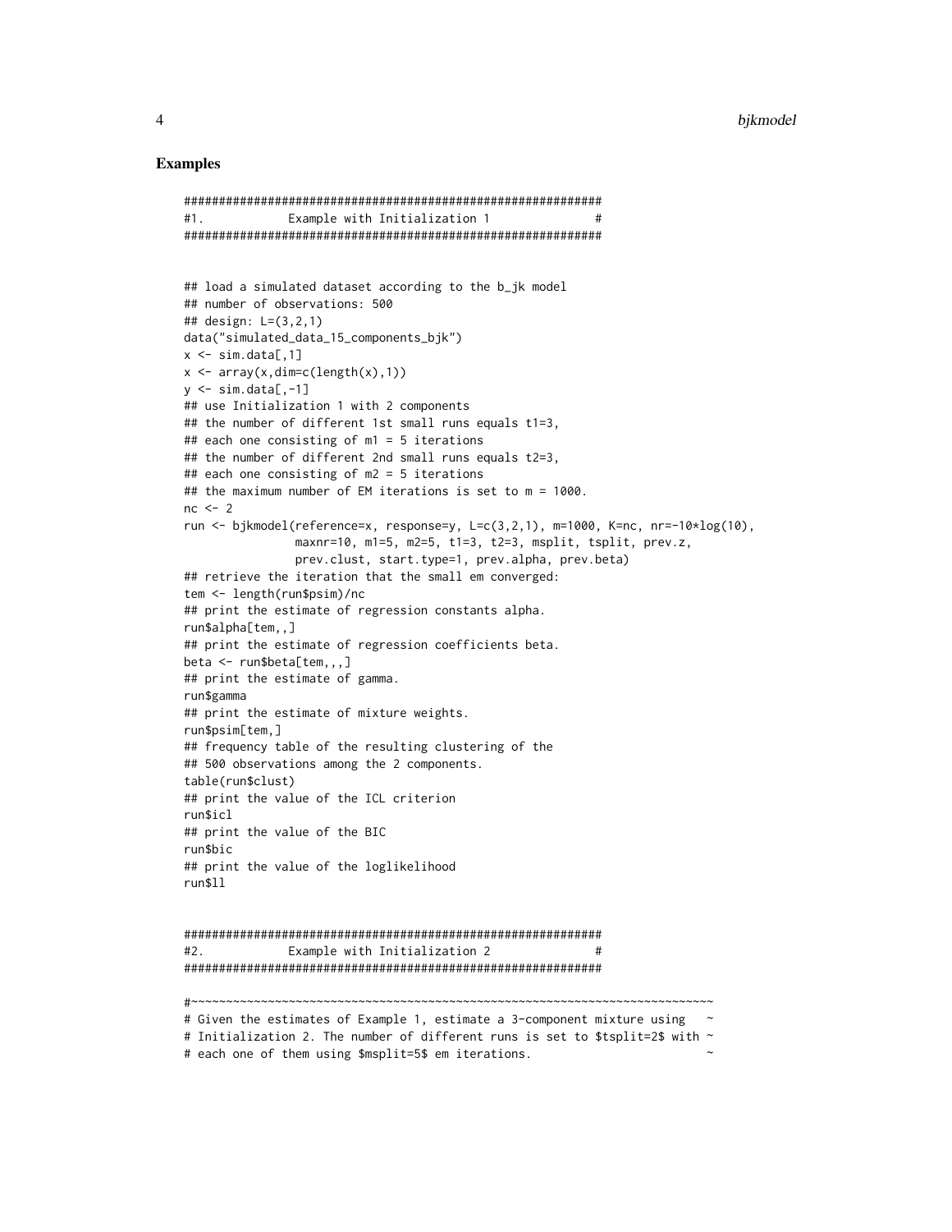## Examples

```
############################################################
#1.            Example with Initialization 1              #
############################################################


## load a simulated dataset according to the b_jk model
## number of observations: 500
## design: L=(3,2,1)
data("simulated_data_15_components_bjk")
x <- sim.data[,1]
x <- array(x,dim=c(length(x),1))
y <- sim.data[,-1]
## use Initialization 1 with 2 components
## the number of different 1st small runs equals t1=3,
## each one consisting of m1 = 5 iterations
## the number of different 2nd small runs equals t2=3,
## each one consisting of m2 = 5 iterations
## the maximum number of EM iterations is set to m = 1000.
nc <- 2
run <- bjkmodel(reference=x, response=y, L=c(3,2,1), m=1000, K=nc, nr=-10*log(10),
               maxnr=10, m1=5, m2=5, t1=3, t2=3, msplit, tsplit, prev.z,
               prev.clust, start.type=1, prev.alpha, prev.beta)
## retrieve the iteration that the small em converged:
tem <- length(run$psim)/nc
## print the estimate of regression constants alpha.
run$alpha[tem,,]
## print the estimate of regression coefficients beta.
beta <- run$beta[tem,,,]
## print the estimate of gamma.
run$gamma
## print the estimate of mixture weights.
run$psim[tem,]
## frequency table of the resulting clustering of the
## 500 observations among the 2 components.
table(run$clust)
## print the value of the ICL criterion
run$icl
## print the value of the BIC
run$bic
## print the value of the loglikelihood
run$ll


############################################################
#2.            Example with Initialization 2              #
############################################################

#~~~~~~~~~~~~~~~~~~~~~~~~~~~~~~~~~~~~~~~~~~~~~~~~~~~~~~~~~~~~~~~~~~~~~~~~~~~~~
# Given the estimates of Example 1, estimate a 3-component mixture using   ~
# Initialization 2. The number of different runs is set to $tsplit=2$ with ~
# each one of them using $msplit=5$ em iterations.                         ~
```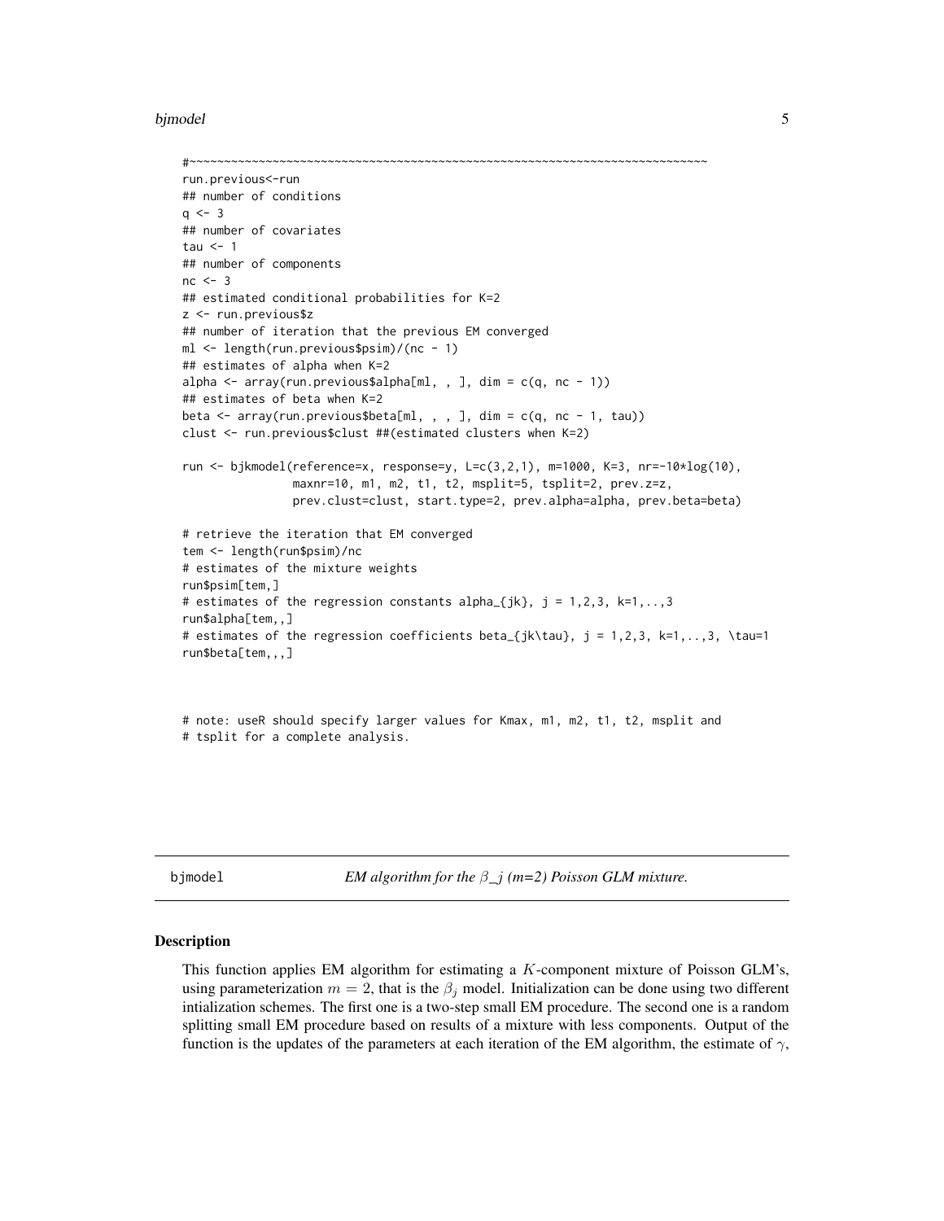```
#~~~~~~~~~~~~~~~~~~~~~~~~~~~~~~~~~~~~~~~~~~~~~~~~~~~~~~~~~~~~~~~~~~~~~~~~~~~~~~~~
run.previous<-run
## number of conditions
q <- 3
## number of covariates
tau <- 1
## number of components
nc <- 3
## estimated conditional probabilities for K=2
z <- run.previous$z
## number of iteration that the previous EM converged
ml <- length(run.previous$psim)/(nc - 1)
## estimates of alpha when K=2
alpha <- array(run.previous$alpha[ml, , ], dim = c(q, nc - 1))
## estimates of beta when K=2
beta <- array(run.previous$beta[ml, , , ], dim = c(q, nc - 1, tau))
clust <- run.previous$clust ##(estimated clusters when K=2)

run <- bjkmodel(reference=x, response=y, L=c(3,2,1), m=1000, K=3, nr=-10*log(10),
               maxnr=10, m1, m2, t1, t2, msplit=5, tsplit=2, prev.z=z,
               prev.clust=clust, start.type=2, prev.alpha=alpha, prev.beta=beta)

# retrieve the iteration that EM converged
tem <- length(run$psim)/nc
# estimates of the mixture weights
run$psim[tem,]
# estimates of the regression constants alpha_{jk}, j = 1,2,3, k=1,..,3
run$alpha[tem,,]
# estimates of the regression coefficients beta_{jk\tau}, j = 1,2,3, k=1,..,3, \tau=1
run$beta[tem,,,]



# note: useR should specify larger values for Kmax, m1, m2, t1, t2, msplit and
# tsplit for a complete analysis.
```

## bjmodel — *EM algorithm for the $\beta\_j$ (m=2) Poisson GLM mixture.*

### Description

This function applies EM algorithm for estimating a $K$-component mixture of Poisson GLM's, using parameterization $m = 2$, that is the $\beta_j$ model. Initialization can be done using two different intialization schemes. The first one is a two-step small EM procedure. The second one is a random splitting small EM procedure based on results of a mixture with less components. Output of the function is the updates of the parameters at each iteration of the EM algorithm, the estimate of $\gamma$,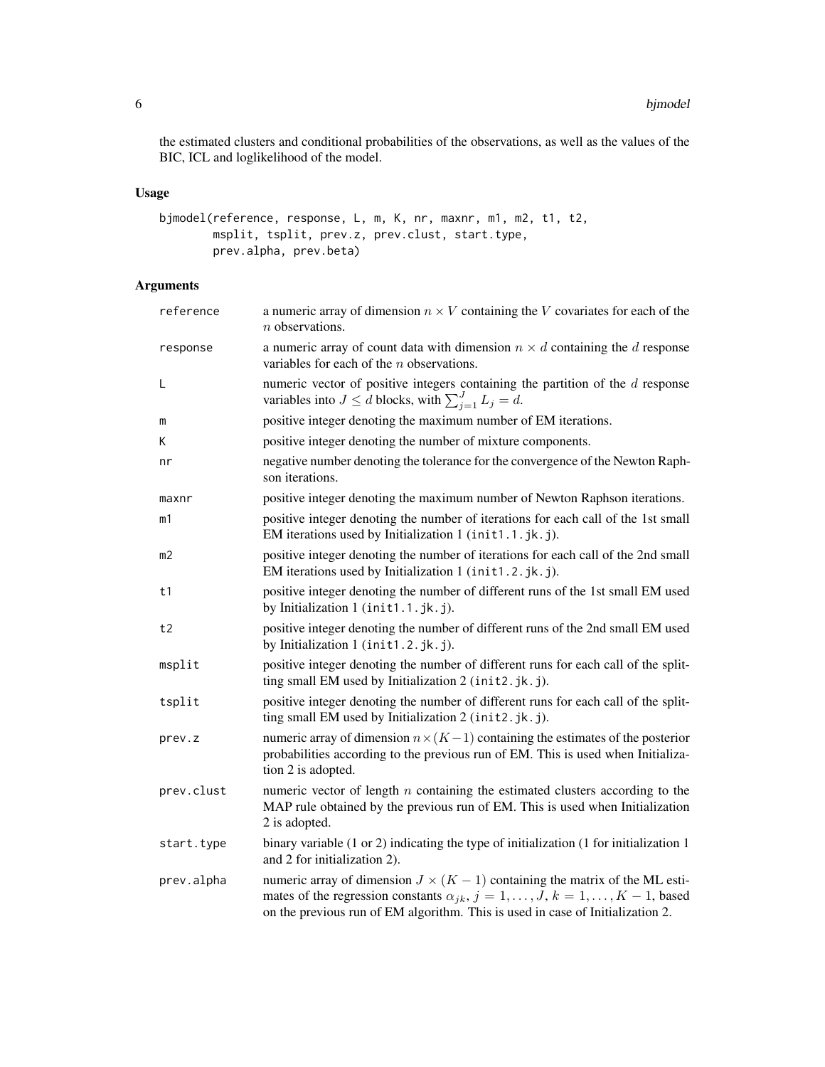the estimated clusters and conditional probabilities of the observations, as well as the values of the BIC, ICL and loglikelihood of the model.

### Usage

```
bjmodel(reference, response, L, m, K, nr, maxnr, m1, m2, t1, t2,
        msplit, tsplit, prev.z, prev.clust, start.type,
        prev.alpha, prev.beta)
```

### Arguments

| Argument | Description |
|---|---|
| reference | a numeric array of dimension $n \times V$ containing the $V$ covariates for each of the $n$ observations. |
| response | a numeric array of count data with dimension $n \times d$ containing the $d$ response variables for each of the $n$ observations. |
| L | numeric vector of positive integers containing the partition of the $d$ response variables into $J \leq d$ blocks, with $\sum_{j=1}^{J} L_j = d$. |
| m | positive integer denoting the maximum number of EM iterations. |
| K | positive integer denoting the number of mixture components. |
| nr | negative number denoting the tolerance for the convergence of the Newton Raphson iterations. |
| maxnr | positive integer denoting the maximum number of Newton Raphson iterations. |
| m1 | positive integer denoting the number of iterations for each call of the 1st small EM iterations used by Initialization 1 (`init1.1.jk.j`). |
| m2 | positive integer denoting the number of iterations for each call of the 2nd small EM iterations used by Initialization 1 (`init1.2.jk.j`). |
| t1 | positive integer denoting the number of different runs of the 1st small EM used by Initialization 1 (`init1.1.jk.j`). |
| t2 | positive integer denoting the number of different runs of the 2nd small EM used by Initialization 1 (`init1.2.jk.j`). |
| msplit | positive integer denoting the number of different runs for each call of the splitting small EM used by Initialization 2 (`init2.jk.j`). |
| tsplit | positive integer denoting the number of different runs for each call of the splitting small EM used by Initialization 2 (`init2.jk.j`). |
| prev.z | numeric array of dimension $n \times (K-1)$ containing the estimates of the posterior probabilities according to the previous run of EM. This is used when Initialization 2 is adopted. |
| prev.clust | numeric vector of length $n$ containing the estimated clusters according to the MAP rule obtained by the previous run of EM. This is used when Initialization 2 is adopted. |
| start.type | binary variable (1 or 2) indicating the type of initialization (1 for initialization 1 and 2 for initialization 2). |
| prev.alpha | numeric array of dimension $J \times (K-1)$ containing the matrix of the ML estimates of the regression constants $\alpha_{jk}$, $j = 1, \ldots, J$, $k = 1, \ldots, K-1$, based on the previous run of EM algorithm. This is used in case of Initialization 2. |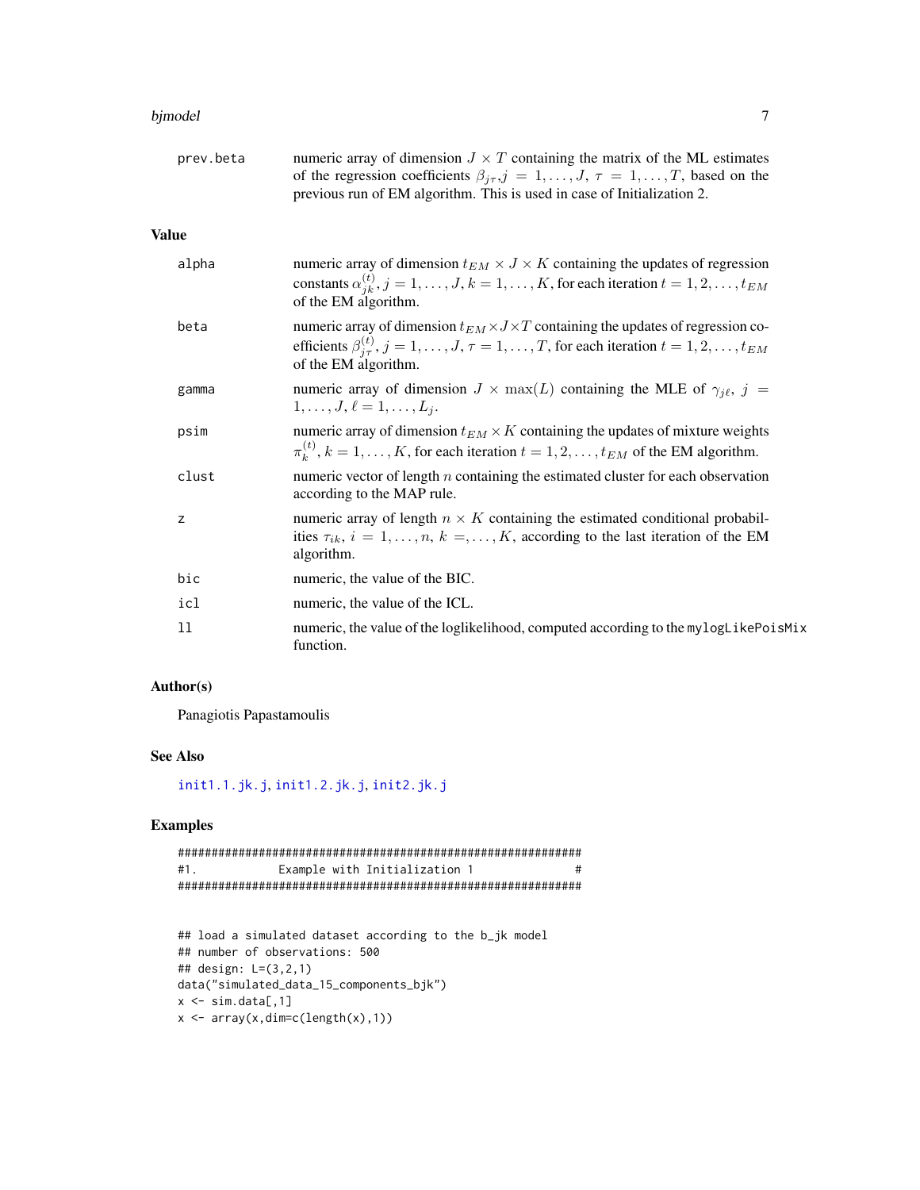prev.beta
: numeric array of dimension $J \times T$ containing the matrix of the ML estimates of the regression coefficients $\beta_{j\tau}, j = 1,\ldots,J$, $\tau = 1,\ldots,T$, based on the previous run of EM algorithm. This is used in case of Initialization 2.

## Value

alpha
: numeric array of dimension $t_{EM} \times J \times K$ containing the updates of regression constants $\alpha_{jk}^{(t)}, j = 1,\ldots,J, k = 1,\ldots,K$, for each iteration $t = 1,2,\ldots,t_{EM}$ of the EM algorithm.

beta
: numeric array of dimension $t_{EM} \times J \times T$ containing the updates of regression coefficients $\beta_{j\tau}^{(t)}, j = 1,\ldots,J, \tau = 1,\ldots,T$, for each iteration $t = 1,2,\ldots,t_{EM}$ of the EM algorithm.

gamma
: numeric array of dimension $J \times \max(L)$ containing the MLE of $\gamma_{j\ell}$, $j = 1,\ldots,J, \ell = 1,\ldots,L_j$.

psim
: numeric array of dimension $t_{EM} \times K$ containing the updates of mixture weights $\pi_k^{(t)}, k = 1,\ldots,K$, for each iteration $t = 1,2,\ldots,t_{EM}$ of the EM algorithm.

clust
: numeric vector of length $n$ containing the estimated cluster for each observation according to the MAP rule.

z
: numeric array of length $n \times K$ containing the estimated conditional probabilities $\tau_{ik}$, $i = 1,\ldots,n$, $k =,\ldots,K$, according to the last iteration of the EM algorithm.

bic
: numeric, the value of the BIC.

icl
: numeric, the value of the ICL.

ll
: numeric, the value of the loglikelihood, computed according to the `mylogLikePoisMix` function.

## Author(s)

Panagiotis Papastamoulis

## See Also

init1.1.jk.j, init1.2.jk.j, init2.jk.j

## Examples

```
##############################################################
#1.           Example with Initialization 1                 #
##############################################################


## load a simulated dataset according to the b_jk model
## number of observations: 500
## design: L=(3,2,1)
data("simulated_data_15_components_bjk")
x <- sim.data[,1]
x <- array(x,dim=c(length(x),1))
```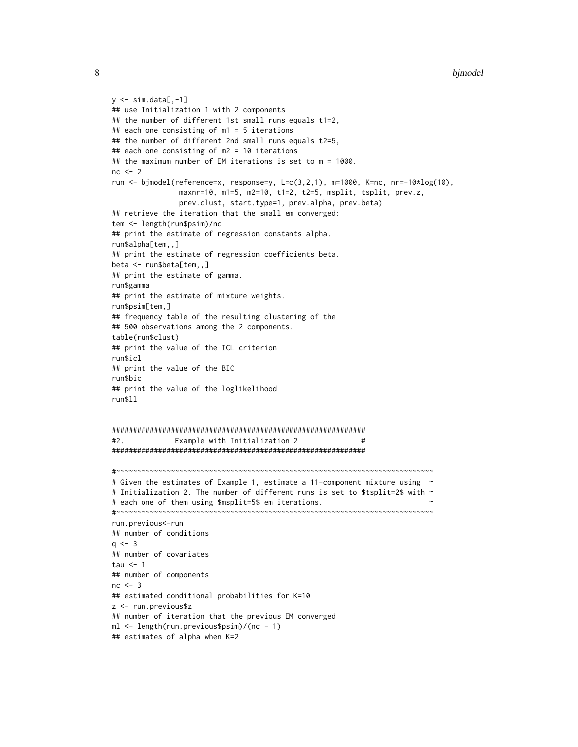```
y <- sim.data[,-1]
## use Initialization 1 with 2 components
## the number of different 1st small runs equals t1=2,
## each one consisting of m1 = 5 iterations
## the number of different 2nd small runs equals t2=5,
## each one consisting of m2 = 10 iterations
## the maximum number of EM iterations is set to m = 1000.
nc <- 2
run <- bjmodel(reference=x, response=y, L=c(3,2,1), m=1000, K=nc, nr=-10*log(10),
               maxnr=10, m1=5, m2=10, t1=2, t2=5, msplit, tsplit, prev.z,
               prev.clust, start.type=1, prev.alpha, prev.beta)
## retrieve the iteration that the small em converged:
tem <- length(run$psim)/nc
## print the estimate of regression constants alpha.
run$alpha[tem,,]
## print the estimate of regression coefficients beta.
beta <- run$beta[tem,,]
## print the estimate of gamma.
run$gamma
## print the estimate of mixture weights.
run$psim[tem,]
## frequency table of the resulting clustering of the
## 500 observations among the 2 components.
table(run$clust)
## print the value of the ICL criterion
run$icl
## print the value of the BIC
run$bic
## print the value of the loglikelihood
run$ll


############################################################
#2.           Example with Initialization 2               #
############################################################

#~~~~~~~~~~~~~~~~~~~~~~~~~~~~~~~~~~~~~~~~~~~~~~~~~~~~~~~~~~~~~~~~~~~~~~~~~~~~~
# Given the estimates of Example 1, estimate a 11-component mixture using  ~
# Initialization 2. The number of different runs is set to $tsplit=2$ with ~
# each one of them using $msplit=5$ em iterations.                          ~
#~~~~~~~~~~~~~~~~~~~~~~~~~~~~~~~~~~~~~~~~~~~~~~~~~~~~~~~~~~~~~~~~~~~~~~~~~~~~~
run.previous<-run
## number of conditions
q <- 3
## number of covariates
tau <- 1
## number of components
nc <- 3
## estimated conditional probabilities for K=10
z <- run.previous$z
## number of iteration that the previous EM converged
ml <- length(run.previous$psim)/(nc - 1)
## estimates of alpha when K=2
```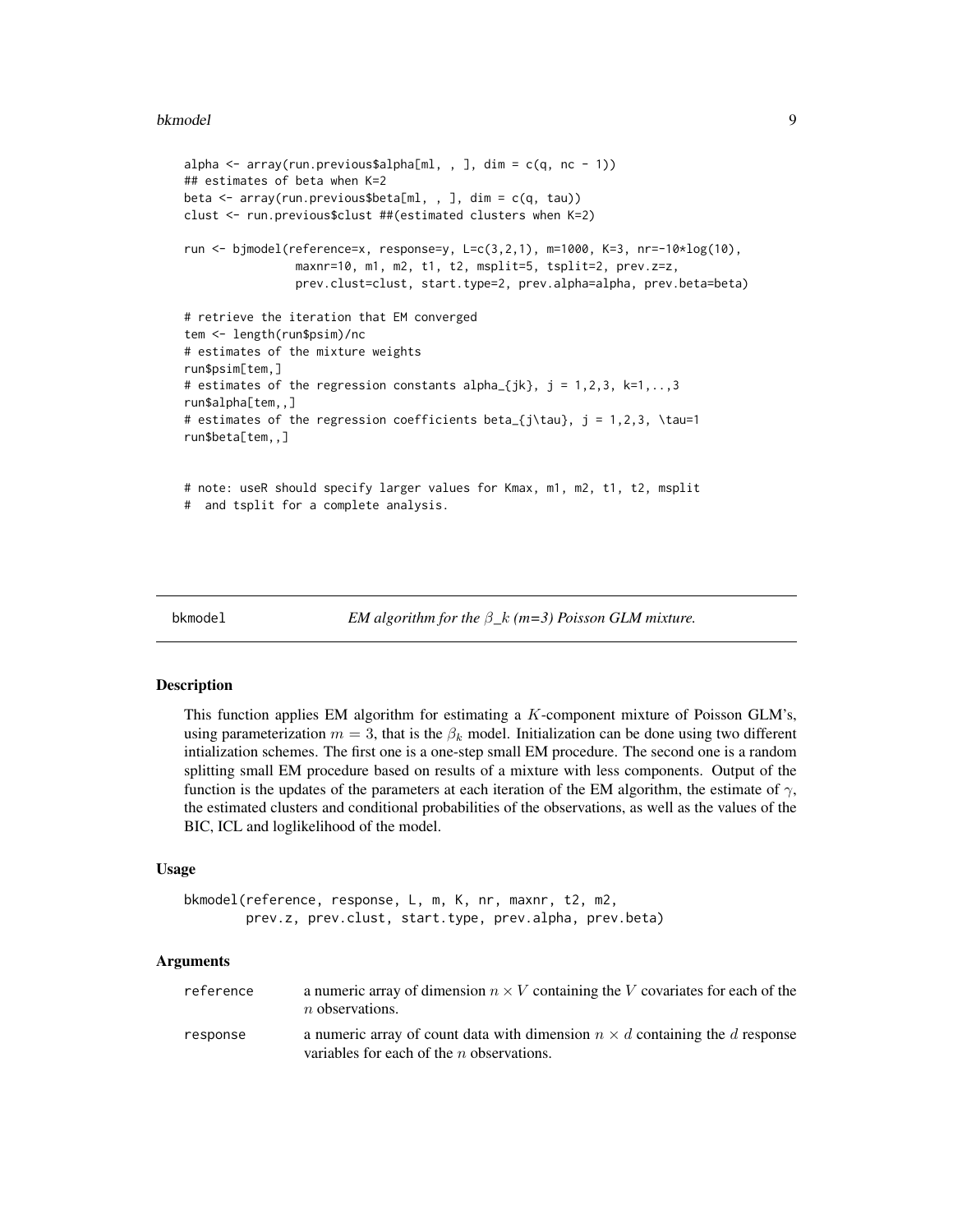```
alpha <- array(run.previous$alpha[ml, , ], dim = c(q, nc - 1))
## estimates of beta when K=2
beta <- array(run.previous$beta[ml, , ], dim = c(q, tau))
clust <- run.previous$clust ##(estimated clusters when K=2)

run <- bjmodel(reference=x, response=y, L=c(3,2,1), m=1000, K=3, nr=-10*log(10),
               maxnr=10, m1, m2, t1, t2, msplit=5, tsplit=2, prev.z=z,
               prev.clust=clust, start.type=2, prev.alpha=alpha, prev.beta=beta)

# retrieve the iteration that EM converged
tem <- length(run$psim)/nc
# estimates of the mixture weights
run$psim[tem,]
# estimates of the regression constants alpha_{jk}, j = 1,2,3, k=1,..,3
run$alpha[tem,,]
# estimates of the regression coefficients beta_{j\tau}, j = 1,2,3, \tau=1
run$beta[tem,,]


# note: useR should specify larger values for Kmax, m1, m2, t1, t2, msplit
#  and tsplit for a complete analysis.
```

---

## bkmodel — *EM algorithm for the $\beta\_k$ (m=3) Poisson GLM mixture.*

### Description

This function applies EM algorithm for estimating a $K$-component mixture of Poisson GLM's, using parameterization $m = 3$, that is the $\beta_k$ model. Initialization can be done using two different intialization schemes. The first one is a one-step small EM procedure. The second one is a random splitting small EM procedure based on results of a mixture with less components. Output of the function is the updates of the parameters at each iteration of the EM algorithm, the estimate of $\gamma$, the estimated clusters and conditional probabilities of the observations, as well as the values of the BIC, ICL and loglikelihood of the model.

### Usage

```
bkmodel(reference, response, L, m, K, nr, maxnr, t2, m2,
        prev.z, prev.clust, start.type, prev.alpha, prev.beta)
```

### Arguments

| | |
|---|---|
| reference | a numeric array of dimension $n \times V$ containing the $V$ covariates for each of the $n$ observations. |
| response | a numeric array of count data with dimension $n \times d$ containing the $d$ response variables for each of the $n$ observations. |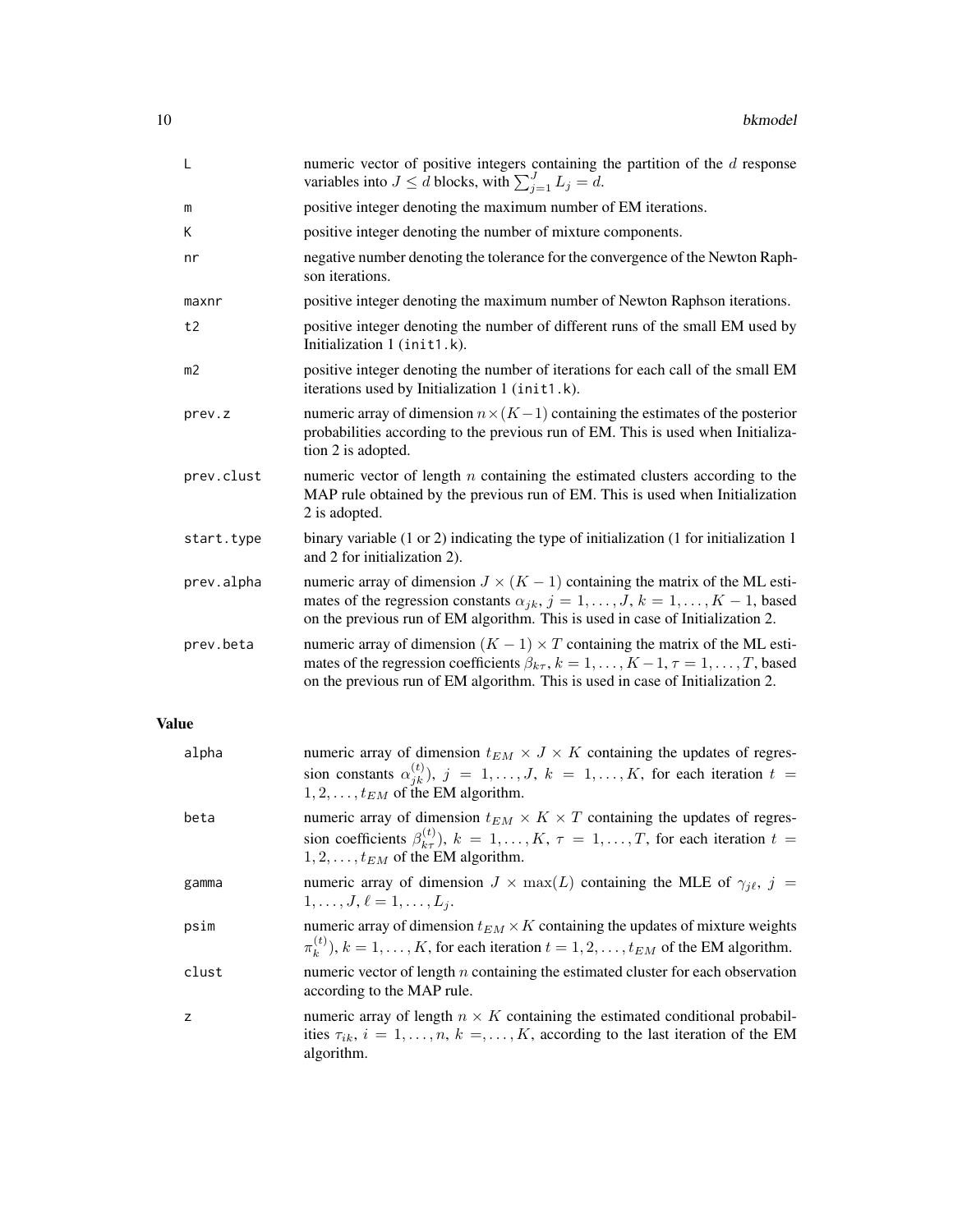| | |
|---|---|
| L | numeric vector of positive integers containing the partition of the $d$ response variables into $J \leq d$ blocks, with $\sum_{j=1}^{J} L_j = d$. |
| m | positive integer denoting the maximum number of EM iterations. |
| K | positive integer denoting the number of mixture components. |
| nr | negative number denoting the tolerance for the convergence of the Newton Raphson iterations. |
| maxnr | positive integer denoting the maximum number of Newton Raphson iterations. |
| t2 | positive integer denoting the number of different runs of the small EM used by Initialization 1 (init1.k). |
| m2 | positive integer denoting the number of iterations for each call of the small EM iterations used by Initialization 1 (init1.k). |
| prev.z | numeric array of dimension $n \times (K-1)$ containing the estimates of the posterior probabilities according to the previous run of EM. This is used when Initialization 2 is adopted. |
| prev.clust | numeric vector of length $n$ containing the estimated clusters according to the MAP rule obtained by the previous run of EM. This is used when Initialization 2 is adopted. |
| start.type | binary variable (1 or 2) indicating the type of initialization (1 for initialization 1 and 2 for initialization 2). |
| prev.alpha | numeric array of dimension $J \times (K-1)$ containing the matrix of the ML estimates of the regression constants $\alpha_{jk}$, $j = 1, \ldots, J$, $k = 1, \ldots, K-1$, based on the previous run of EM algorithm. This is used in case of Initialization 2. |
| prev.beta | numeric array of dimension $(K-1) \times T$ containing the matrix of the ML estimates of the regression coefficients $\beta_{k\tau}$, $k = 1, \ldots, K-1$, $\tau = 1, \ldots, T$, based on the previous run of EM algorithm. This is used in case of Initialization 2. |

## Value

| | |
|---|---|
| alpha | numeric array of dimension $t_{EM} \times J \times K$ containing the updates of regression constants $\alpha_{jk}^{(t)}$), $j = 1, \ldots, J$, $k = 1, \ldots, K$, for each iteration $t = 1, 2, \ldots, t_{EM}$ of the EM algorithm. |
| beta | numeric array of dimension $t_{EM} \times K \times T$ containing the updates of regression coefficients $\beta_{k\tau}^{(t)}$), $k = 1, \ldots, K$, $\tau = 1, \ldots, T$, for each iteration $t = 1, 2, \ldots, t_{EM}$ of the EM algorithm. |
| gamma | numeric array of dimension $J \times \max(L)$ containing the MLE of $\gamma_{j\ell}$, $j = 1, \ldots, J$, $\ell = 1, \ldots, L_j$. |
| psim | numeric array of dimension $t_{EM} \times K$ containing the updates of mixture weights $\pi_k^{(t)}$), $k = 1, \ldots, K$, for each iteration $t = 1, 2, \ldots, t_{EM}$ of the EM algorithm. |
| clust | numeric vector of length $n$ containing the estimated cluster for each observation according to the MAP rule. |
| z | numeric array of length $n \times K$ containing the estimated conditional probabilities $\tau_{ik}$, $i = 1, \ldots, n$, $k =, \ldots, K$, according to the last iteration of the EM algorithm. |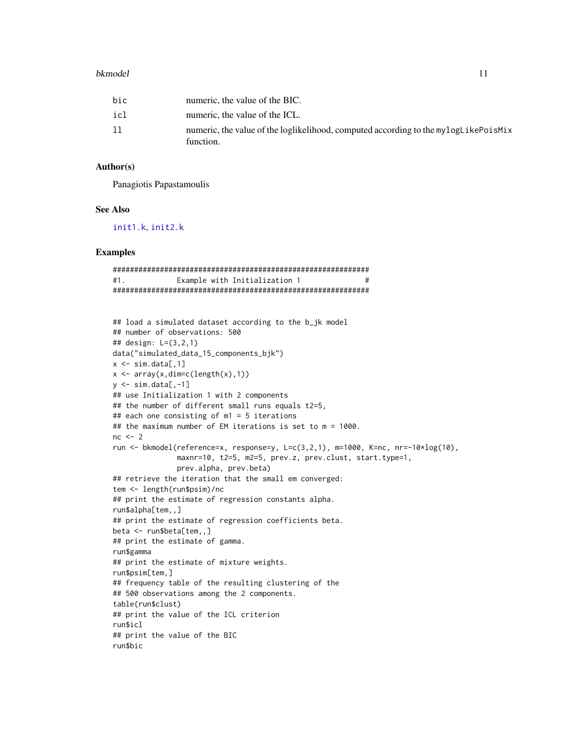| | |
|---|---|
| bic | numeric, the value of the BIC. |
| icl | numeric, the value of the ICL. |
| ll | numeric, the value of the loglikelihood, computed according to the mylogLikePoisMix function. |

### Author(s)

Panagiotis Papastamoulis

### See Also

init1.k, init2.k

### Examples

```
#############################################################
#1.           Example with Initialization 1               #
#############################################################


## load a simulated dataset according to the b_jk model
## number of observations: 500
## design: L=(3,2,1)
data("simulated_data_15_components_bjk")
x <- sim.data[,1]
x <- array(x,dim=c(length(x),1))
y <- sim.data[,-1]
## use Initialization 1 with 2 components
## the number of different small runs equals t2=5,
## each one consisting of m1 = 5 iterations
## the maximum number of EM iterations is set to m = 1000.
nc <- 2
run <- bkmodel(reference=x, response=y, L=c(3,2,1), m=1000, K=nc, nr=-10*log(10),
               maxnr=10, t2=5, m2=5, prev.z, prev.clust, start.type=1,
               prev.alpha, prev.beta)
## retrieve the iteration that the small em converged:
tem <- length(run$psim)/nc
## print the estimate of regression constants alpha.
run$alpha[tem,,]
## print the estimate of regression coefficients beta.
beta <- run$beta[tem,,]
## print the estimate of gamma.
run$gamma
## print the estimate of mixture weights.
run$psim[tem,]
## frequency table of the resulting clustering of the
## 500 observations among the 2 components.
table(run$clust)
## print the value of the ICL criterion
run$icl
## print the value of the BIC
run$bic
```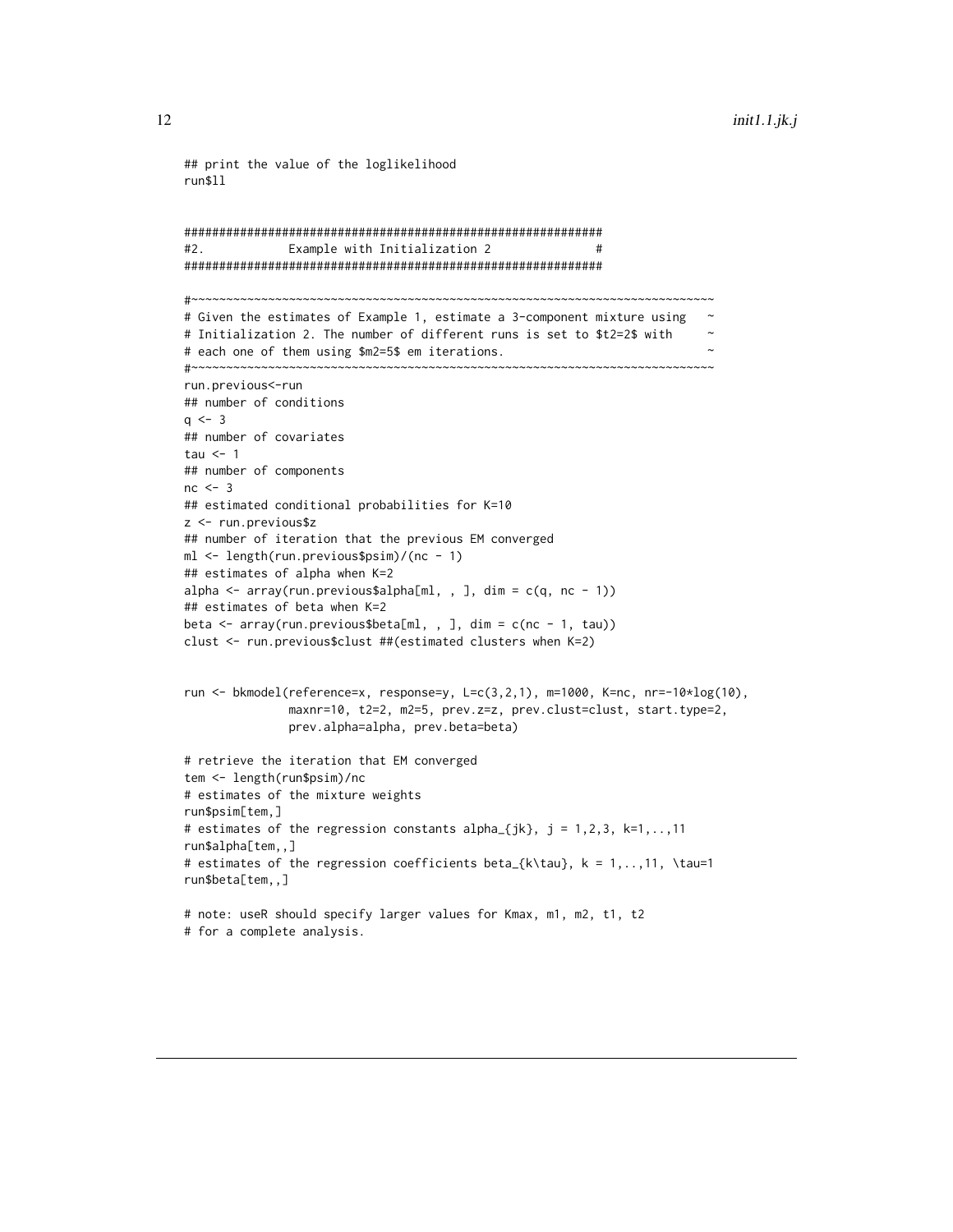```
## print the value of the loglikelihood
run$ll


############################################################
#2.            Example with Initialization 2              #
############################################################

#~~~~~~~~~~~~~~~~~~~~~~~~~~~~~~~~~~~~~~~~~~~~~~~~~~~~~~~~~~~~~~~~~~~~~~~~~~~~
# Given the estimates of Example 1, estimate a 3-component mixture using   ~
# Initialization 2. The number of different runs is set to $t2=2$ with     ~
# each one of them using $m2=5$ em iterations.                             ~
#~~~~~~~~~~~~~~~~~~~~~~~~~~~~~~~~~~~~~~~~~~~~~~~~~~~~~~~~~~~~~~~~~~~~~~~~~~~~
run.previous<-run
## number of conditions
q <- 3
## number of covariates
tau <- 1
## number of components
nc <- 3
## estimated conditional probabilities for K=10
z <- run.previous$z
## number of iteration that the previous EM converged
ml <- length(run.previous$psim)/(nc - 1)
## estimates of alpha when K=2
alpha <- array(run.previous$alpha[ml, , ], dim = c(q, nc - 1))
## estimates of beta when K=2
beta <- array(run.previous$beta[ml, , ], dim = c(nc - 1, tau))
clust <- run.previous$clust ##(estimated clusters when K=2)


run <- bkmodel(reference=x, response=y, L=c(3,2,1), m=1000, K=nc, nr=-10*log(10),
               maxnr=10, t2=2, m2=5, prev.z=z, prev.clust=clust, start.type=2,
               prev.alpha=alpha, prev.beta=beta)

# retrieve the iteration that EM converged
tem <- length(run$psim)/nc
# estimates of the mixture weights
run$psim[tem,]
# estimates of the regression constants alpha_{jk}, j = 1,2,3, k=1,..,11
run$alpha[tem,,]
# estimates of the regression coefficients beta_{k\tau}, k = 1,..,11, \tau=1
run$beta[tem,,]

# note: useR should specify larger values for Kmax, m1, m2, t1, t2
# for a complete analysis.
```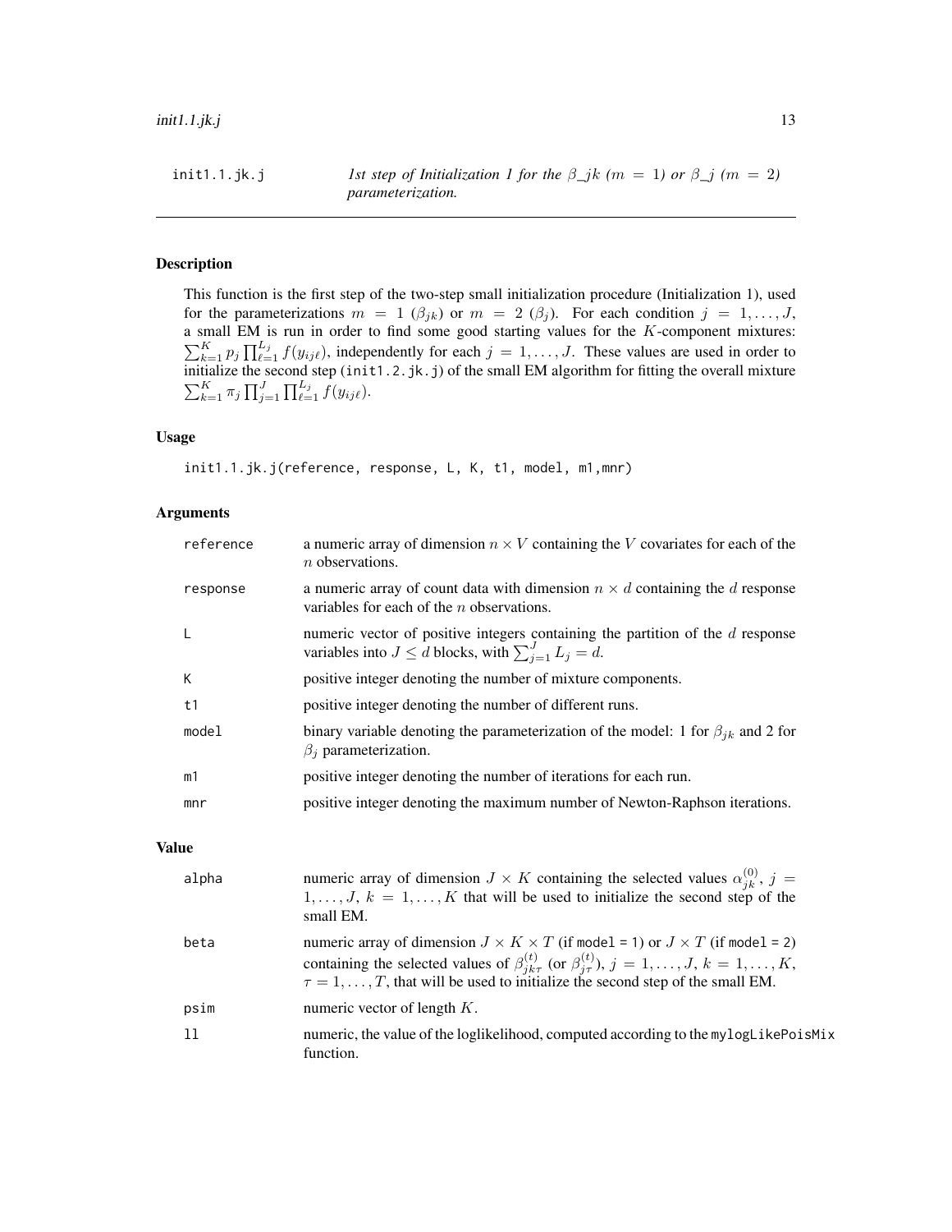init1.1.jk.j — *1st step of Initialization 1 for the $\beta\_jk$ ($m = 1$) or $\beta\_j$ ($m = 2$) parameterization.*

## Description

This function is the first step of the two-step small initialization procedure (Initialization 1), used for the parameterizations $m = 1$ ($\beta_{jk}$) or $m = 2$ ($\beta_j$). For each condition $j = 1, \ldots, J$, a small EM is run in order to find some good starting values for the $K$-component mixtures: $\sum_{k=1}^{K} p_j \prod_{\ell=1}^{L_j} f(y_{ij\ell})$, independently for each $j = 1, \ldots, J$. These values are used in order to initialize the second step (`init1.2.jk.j`) of the small EM algorithm for fitting the overall mixture $\sum_{k=1}^{K} \pi_j \prod_{j=1}^{J} \prod_{\ell=1}^{L_j} f(y_{ij\ell})$.

## Usage

```
init1.1.jk.j(reference, response, L, K, t1, model, m1,mnr)
```

## Arguments

| | |
|---|---|
| reference | a numeric array of dimension $n \times V$ containing the $V$ covariates for each of the $n$ observations. |
| response | a numeric array of count data with dimension $n \times d$ containing the $d$ response variables for each of the $n$ observations. |
| L | numeric vector of positive integers containing the partition of the $d$ response variables into $J \leq d$ blocks, with $\sum_{j=1}^{J} L_j = d$. |
| K | positive integer denoting the number of mixture components. |
| t1 | positive integer denoting the number of different runs. |
| model | binary variable denoting the parameterization of the model: 1 for $\beta_{jk}$ and 2 for $\beta_j$ parameterization. |
| m1 | positive integer denoting the number of iterations for each run. |
| mnr | positive integer denoting the maximum number of Newton-Raphson iterations. |

## Value

| | |
|---|---|
| alpha | numeric array of dimension $J \times K$ containing the selected values $\alpha_{jk}^{(0)}$, $j = 1, \ldots, J$, $k = 1, \ldots, K$ that will be used to initialize the second step of the small EM. |
| beta | numeric array of dimension $J \times K \times T$ (if `model = 1`) or $J \times T$ (if `model = 2`) containing the selected values of $\beta_{jk\tau}^{(t)}$ (or $\beta_{j\tau}^{(t)}$), $j = 1, \ldots, J$, $k = 1, \ldots, K$, $\tau = 1, \ldots, T$, that will be used to initialize the second step of the small EM. |
| psim | numeric vector of length $K$. |
| ll | numeric, the value of the loglikelihood, computed according to the `mylogLikePoisMix` function. |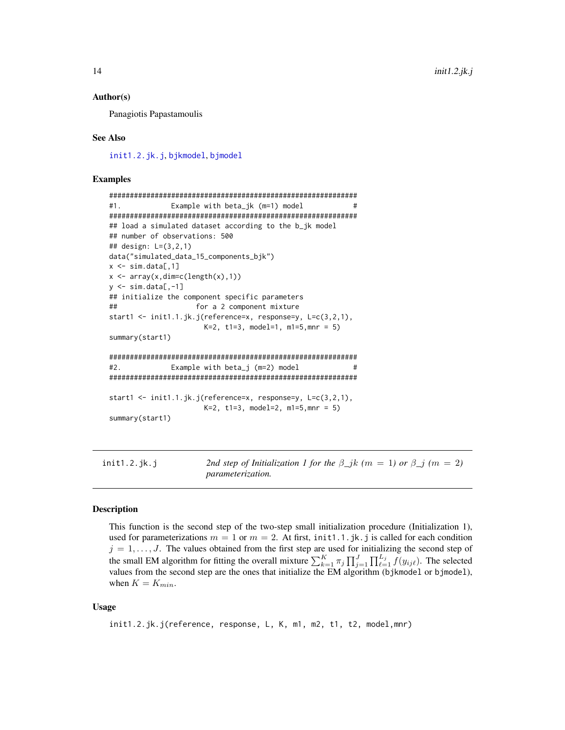### Author(s)

Panagiotis Papastamoulis

### See Also

init1.2.jk.j, bjkmodel, bjmodel

### Examples

```
##############################################################
#1.           Example with beta_jk (m=1) model               #
##############################################################
## load a simulated dataset according to the b_jk model
## number of observations: 500
## design: L=(3,2,1)
data("simulated_data_15_components_bjk")
x <- sim.data[,1]
x <- array(x,dim=c(length(x),1))
y <- sim.data[,-1]
## initialize the component specific parameters
##                  for a 2 component mixture
start1 <- init1.1.jk.j(reference=x, response=y, L=c(3,2,1),
                    K=2, t1=3, model=1, m1=5,mnr = 5)
summary(start1)

##############################################################
#2.           Example with beta_j (m=2) model                #
##############################################################

start1 <- init1.1.jk.j(reference=x, response=y, L=c(3,2,1),
                    K=2, t1=3, model=2, m1=5,mnr = 5)
summary(start1)
```

---

## init1.2.jk.j — *2nd step of Initialization 1 for the $\beta\_jk$ ($m = 1$) or $\beta\_j$ ($m = 2$) parameterization.*

### Description

This function is the second step of the two-step small initialization procedure (Initialization 1), used for parameterizations $m = 1$ or $m = 2$. At first, `init1.1.jk.j` is called for each condition $j = 1, \ldots, J$. The values obtained from the first step are used for initializing the second step of the small EM algorithm for fitting the overall mixture $\sum_{k=1}^{K} \pi_j \prod_{j=1}^{J} \prod_{\ell=1}^{L_j} f(y_{ij\ell})$. The selected values from the second step are the ones that initialize the EM algorithm (`bjkmodel` or `bjmodel`), when $K = K_{min}$.

### Usage

```
init1.2.jk.j(reference, response, L, K, m1, m2, t1, t2, model,mnr)
```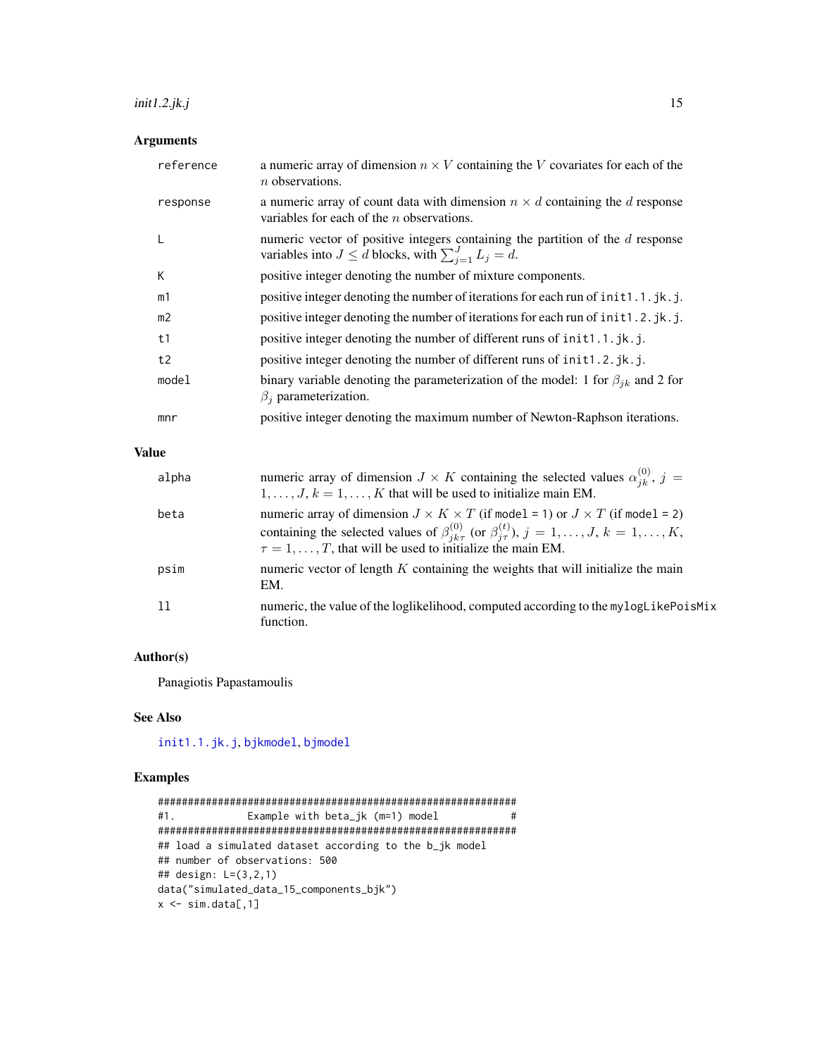### Arguments

| | |
|---|---|
| reference | a numeric array of dimension $n \times V$ containing the $V$ covariates for each of the $n$ observations. |
| response | a numeric array of count data with dimension $n \times d$ containing the $d$ response variables for each of the $n$ observations. |
| L | numeric vector of positive integers containing the partition of the $d$ response variables into $J \leq d$ blocks, with $\sum_{j=1}^{J} L_j = d$. |
| K | positive integer denoting the number of mixture components. |
| m1 | positive integer denoting the number of iterations for each run of `init1.1.jk.j`. |
| m2 | positive integer denoting the number of iterations for each run of `init1.2.jk.j`. |
| t1 | positive integer denoting the number of different runs of `init1.1.jk.j`. |
| t2 | positive integer denoting the number of different runs of `init1.2.jk.j`. |
| model | binary variable denoting the parameterization of the model: 1 for $\beta_{jk}$ and 2 for $\beta_j$ parameterization. |
| mnr | positive integer denoting the maximum number of Newton-Raphson iterations. |

### Value

| | |
|---|---|
| alpha | numeric array of dimension $J \times K$ containing the selected values $\alpha_{jk}^{(0)}$, $j = 1, \ldots, J, k = 1, \ldots, K$ that will be used to initialize main EM. |
| beta | numeric array of dimension $J \times K \times T$ (if `model = 1`) or $J \times T$ (if `model = 2`) containing the selected values of $\beta_{jk\tau}^{(0)}$ (or $\beta_{j\tau}^{(t)}$), $j = 1, \ldots, J$, $k = 1, \ldots, K$, $\tau = 1, \ldots, T$, that will be used to initialize the main EM. |
| psim | numeric vector of length $K$ containing the weights that will initialize the main EM. |
| ll | numeric, the value of the loglikelihood, computed according to the `mylogLikePoisMix` function. |

### Author(s)

Panagiotis Papastamoulis

### See Also

`init1.1.jk.j`, `bjkmodel`, `bjmodel`

### Examples

```
############################################################
#1.            Example with beta_jk (m=1) model           #
############################################################
## load a simulated dataset according to the b_jk model
## number of observations: 500
## design: L=(3,2,1)
data("simulated_data_15_components_bjk")
x <- sim.data[,1]
```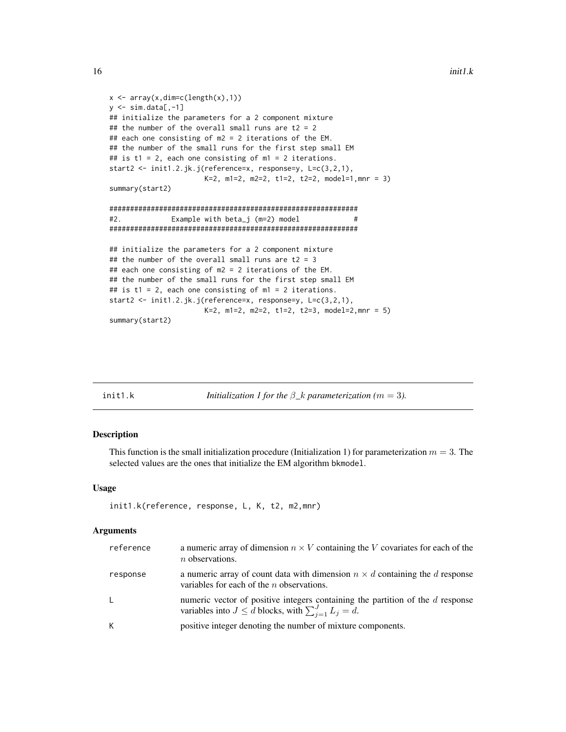```
x <- array(x,dim=c(length(x),1))
y <- sim.data[,-1]
## initialize the parameters for a 2 component mixture
## the number of the overall small runs are t2 = 2
## each one consisting of m2 = 2 iterations of the EM.
## the number of the small runs for the first step small EM
## is t1 = 2, each one consisting of m1 = 2 iterations.
start2 <- init1.2.jk.j(reference=x, response=y, L=c(3,2,1),
                   K=2, m1=2, m2=2, t1=2, t2=2, model=1,mnr = 3)
summary(start2)

############################################################
#2.          Example with beta_j (m=2) model               #
############################################################

## initialize the parameters for a 2 component mixture
## the number of the overall small runs are t2 = 3
## each one consisting of m2 = 2 iterations of the EM.
## the number of the small runs for the first step small EM
## is t1 = 2, each one consisting of m1 = 2 iterations.
start2 <- init1.2.jk.j(reference=x, response=y, L=c(3,2,1),
                   K=2, m1=2, m2=2, t1=2, t2=3, model=2,mnr = 5)
summary(start2)
```

---

## init1.k — *Initialization 1 for the β_k parameterization ($m = 3$).*

### Description

This function is the small initialization procedure (Initialization 1) for parameterization $m = 3$. The selected values are the ones that initialize the EM algorithm bkmodel.

### Usage

```
init1.k(reference, response, L, K, t2, m2,mnr)
```

### Arguments

| | |
|---|---|
| reference | a numeric array of dimension $n \times V$ containing the $V$ covariates for each of the $n$ observations. |
| response | a numeric array of count data with dimension $n \times d$ containing the $d$ response variables for each of the $n$ observations. |
| L | numeric vector of positive integers containing the partition of the $d$ response variables into $J \leq d$ blocks, with $\sum_{j=1}^{J} L_j = d$. |
| K | positive integer denoting the number of mixture components. |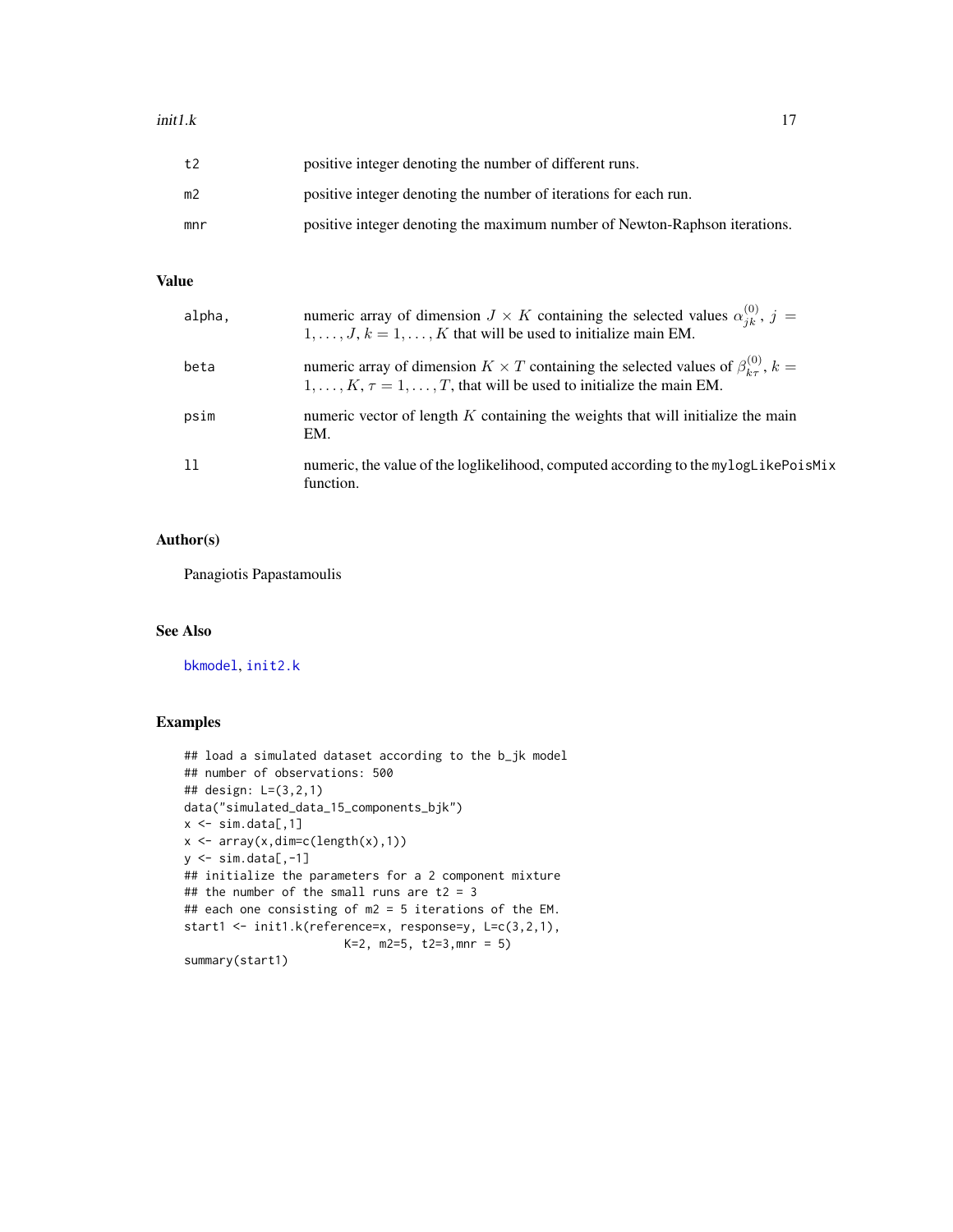| | |
|---|---|
| t2 | positive integer denoting the number of different runs. |
| m2 | positive integer denoting the number of iterations for each run. |
| mnr | positive integer denoting the maximum number of Newton-Raphson iterations. |

## Value

| | |
|---|---|
| alpha, | numeric array of dimension $J \times K$ containing the selected values $\alpha_{jk}^{(0)}$, $j = 1, \ldots, J$, $k = 1, \ldots, K$ that will be used to initialize main EM. |
| beta | numeric array of dimension $K \times T$ containing the selected values of $\beta_{k\tau}^{(0)}$, $k = 1, \ldots, K$, $\tau = 1, \ldots, T$, that will be used to initialize the main EM. |
| psim | numeric vector of length $K$ containing the weights that will initialize the main EM. |
| ll | numeric, the value of the loglikelihood, computed according to the mylogLikePoisMix function. |

## Author(s)

Panagiotis Papastamoulis

## See Also

bkmodel, init2.k

## Examples

```
## load a simulated dataset according to the b_jk model
## number of observations: 500
## design: L=(3,2,1)
data("simulated_data_15_components_bjk")
x <- sim.data[,1]
x <- array(x,dim=c(length(x),1))
y <- sim.data[,-1]
## initialize the parameters for a 2 component mixture
## the number of the small runs are t2 = 3
## each one consisting of m2 = 5 iterations of the EM.
start1 <- init1.k(reference=x, response=y, L=c(3,2,1),
                  K=2, m2=5, t2=3,mnr = 5)
summary(start1)
```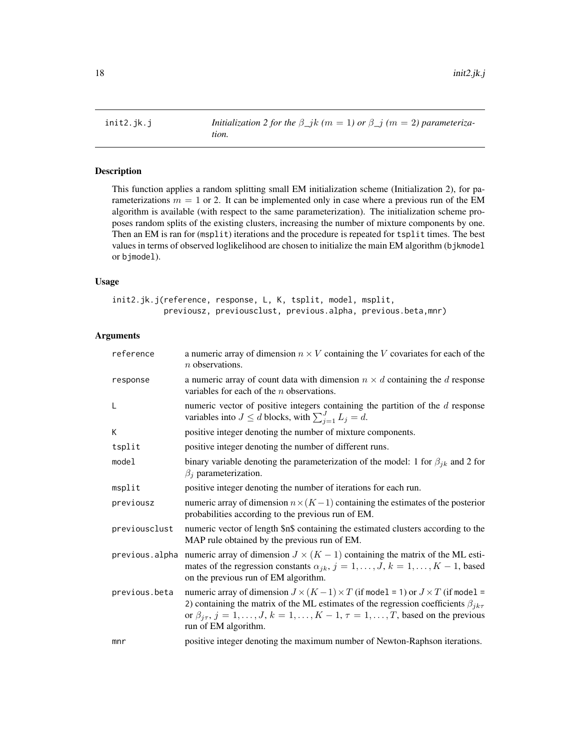init2.jk.j — *Initialization 2 for the $\beta\_jk$ ($m = 1$) or $\beta\_j$ ($m = 2$) parameterization.*

## Description

This function applies a random splitting small EM initialization scheme (Initialization 2), for parameterizations $m = 1$ or 2. It can be implemented only in case where a previous run of the EM algorithm is available (with respect to the same parameterization). The initialization scheme proposes random splits of the existing clusters, increasing the number of mixture components by one. Then an EM is ran for (msplit) iterations and the procedure is repeated for tsplit times. The best values in terms of observed loglikelihood are chosen to initialize the main EM algorithm (bjkmodel or bjmodel).

## Usage

```
init2.jk.j(reference, response, L, K, tsplit, model, msplit,
           previousz, previousclust, previous.alpha, previous.beta,mnr)
```

## Arguments

| | |
|---|---|
| reference | a numeric array of dimension $n \times V$ containing the $V$ covariates for each of the $n$ observations. |
| response | a numeric array of count data with dimension $n \times d$ containing the $d$ response variables for each of the $n$ observations. |
| L | numeric vector of positive integers containing the partition of the $d$ response variables into $J \leq d$ blocks, with $\sum_{j=1}^{J} L_j = d$. |
| K | positive integer denoting the number of mixture components. |
| tsplit | positive integer denoting the number of different runs. |
| model | binary variable denoting the parameterization of the model: 1 for $\beta_{jk}$ and 2 for $\beta_j$ parameterization. |
| msplit | positive integer denoting the number of iterations for each run. |
| previousz | numeric array of dimension $n \times (K-1)$ containing the estimates of the posterior probabilities according to the previous run of EM. |
| previousclust | numeric vector of length $n$ containing the estimated clusters according to the MAP rule obtained by the previous run of EM. |
| previous.alpha | numeric array of dimension $J \times (K-1)$ containing the matrix of the ML estimates of the regression constants $\alpha_{jk}$, $j = 1, \ldots, J$, $k = 1, \ldots, K-1$, based on the previous run of EM algorithm. |
| previous.beta | numeric array of dimension $J \times (K-1) \times T$ (if model = 1) or $J \times T$ (if model = 2) containing the matrix of the ML estimates of the regression coefficients $\beta_{jk\tau}$ or $\beta_{j\tau}$, $j = 1, \ldots, J$, $k = 1, \ldots, K-1$, $\tau = 1, \ldots, T$, based on the previous run of EM algorithm. |
| mnr | positive integer denoting the maximum number of Newton-Raphson iterations. |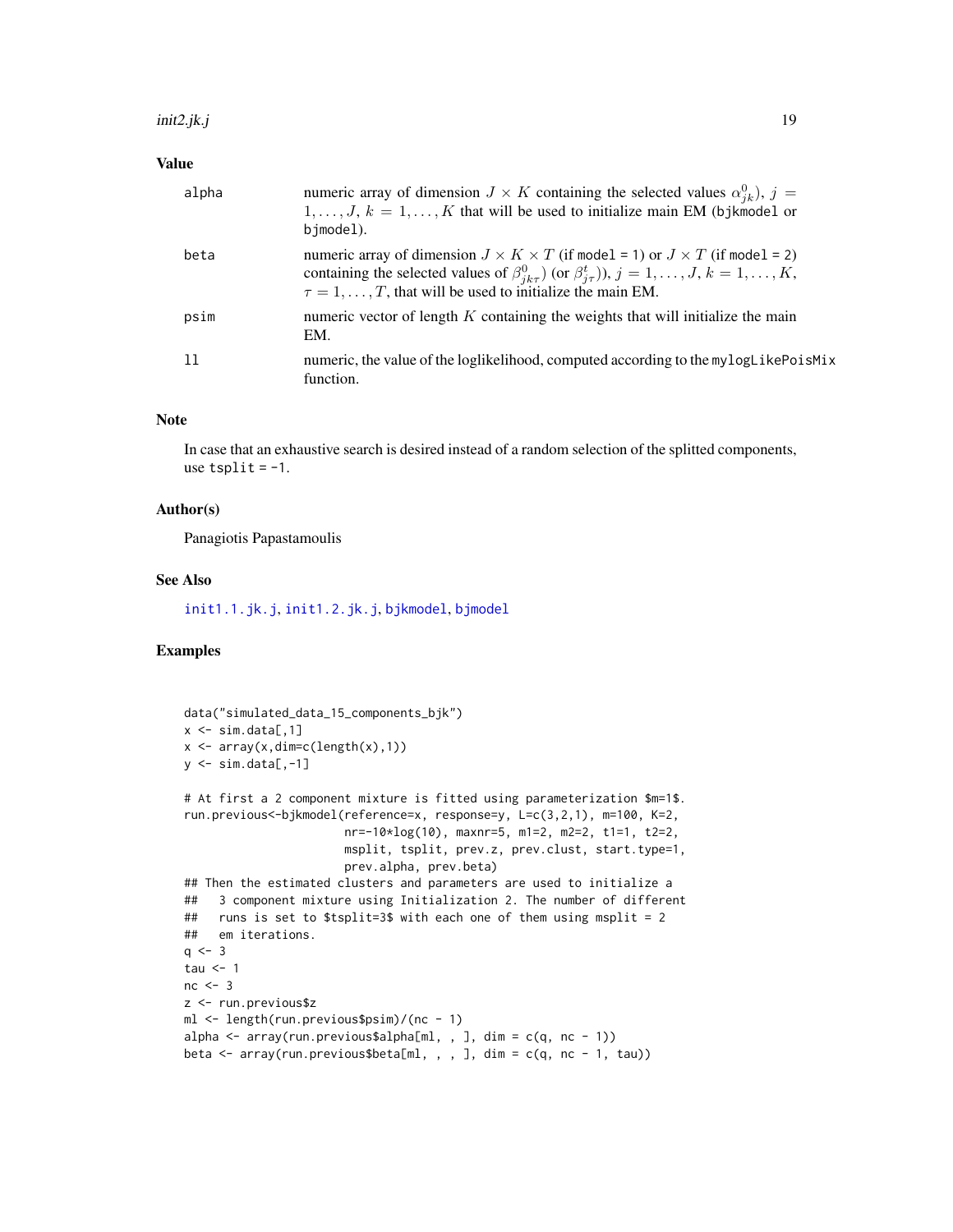## Value

| | |
|---|---|
| alpha | numeric array of dimension $J \times K$ containing the selected values $\alpha^0_{jk}$), $j = 1, \ldots, J$, $k = 1, \ldots, K$ that will be used to initialize main EM (bjkmodel or bjmodel). |
| beta | numeric array of dimension $J \times K \times T$ (if model = 1) or $J \times T$ (if model = 2) containing the selected values of $\beta^0_{jk\tau}$) (or $\beta^t_{j\tau}$)), $j = 1, \ldots, J$, $k = 1, \ldots, K$, $\tau = 1, \ldots, T$, that will be used to initialize the main EM. |
| psim | numeric vector of length $K$ containing the weights that will initialize the main EM. |
| ll | numeric, the value of the loglikelihood, computed according to the mylogLikePoisMix function. |

## Note

In case that an exhaustive search is desired instead of a random selection of the splitted components, use tsplit = -1.

## Author(s)

Panagiotis Papastamoulis

## See Also

init1.1.jk.j, init1.2.jk.j, bjkmodel, bjmodel

## Examples

```
data("simulated_data_15_components_bjk")
x <- sim.data[,1]
x <- array(x,dim=c(length(x),1))
y <- sim.data[,-1]

# At first a 2 component mixture is fitted using parameterization $m=1$.
run.previous<-bjkmodel(reference=x, response=y, L=c(3,2,1), m=100, K=2,
                       nr=-10*log(10), maxnr=5, m1=2, m2=2, t1=1, t2=2,
                       msplit, tsplit, prev.z, prev.clust, start.type=1,
                       prev.alpha, prev.beta)
## Then the estimated clusters and parameters are used to initialize a
##   3 component mixture using Initialization 2. The number of different
##   runs is set to $tsplit=3$ with each one of them using msplit = 2
##   em iterations.
q <- 3
tau <- 1
nc <- 3
z <- run.previous$z
ml <- length(run.previous$psim)/(nc - 1)
alpha <- array(run.previous$alpha[ml, , ], dim = c(q, nc - 1))
beta <- array(run.previous$beta[ml, , , ], dim = c(q, nc - 1, tau))
```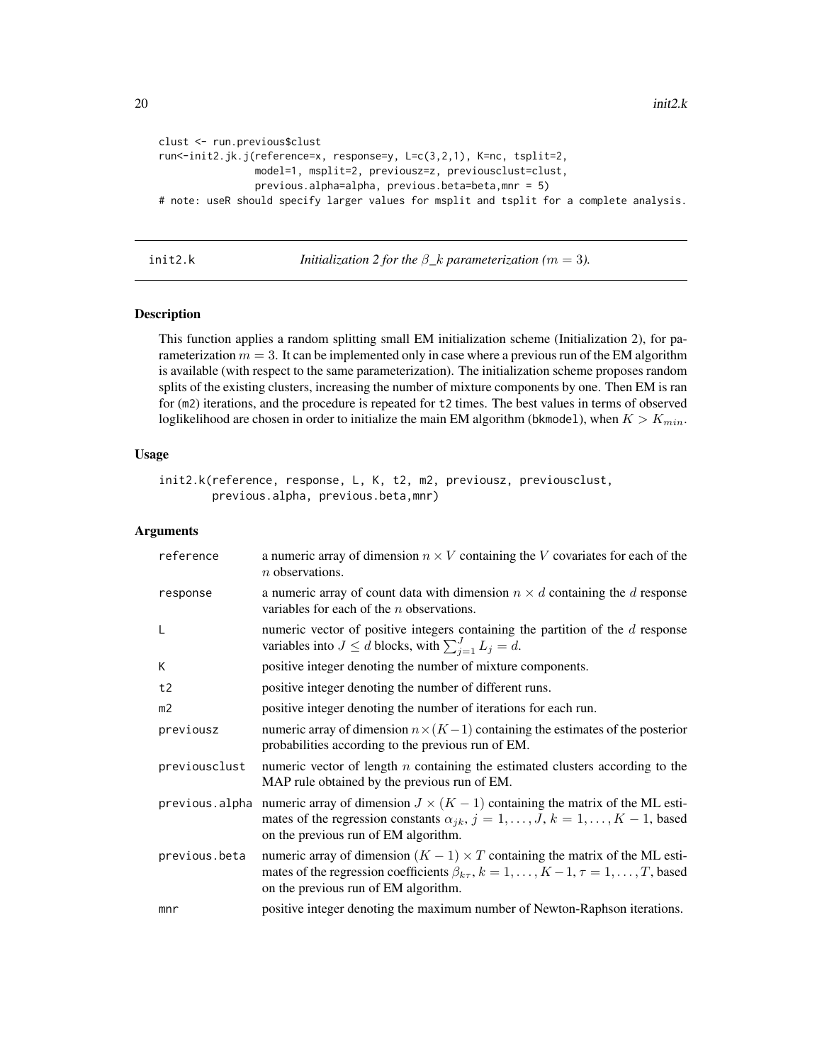```
clust <- run.previous$clust
run<-init2.jk.j(reference=x, response=y, L=c(3,2,1), K=nc, tsplit=2,
               model=1, msplit=2, previousz=z, previousclust=clust,
               previous.alpha=alpha, previous.beta=beta,mnr = 5)
# note: useR should specify larger values for msplit and tsplit for a complete analysis.
```

## init2.k — *Initialization 2 for the $\beta\_k$ parameterization ($m = 3$).*

### Description

This function applies a random splitting small EM initialization scheme (Initialization 2), for parameterization $m = 3$. It can be implemented only in case where a previous run of the EM algorithm is available (with respect to the same parameterization). The initialization scheme proposes random splits of the existing clusters, increasing the number of mixture components by one. Then EM is ran for (`m2`) iterations, and the procedure is repeated for `t2` times. The best values in terms of observed loglikelihood are chosen in order to initialize the main EM algorithm (`bkmodel`), when $K > K_{min}$.

### Usage

```
init2.k(reference, response, L, K, t2, m2, previousz, previousclust,
        previous.alpha, previous.beta,mnr)
```

### Arguments

| | |
|---|---|
| `reference` | a numeric array of dimension $n \times V$ containing the $V$ covariates for each of the $n$ observations. |
| `response` | a numeric array of count data with dimension $n \times d$ containing the $d$ response variables for each of the $n$ observations. |
| `L` | numeric vector of positive integers containing the partition of the $d$ response variables into $J \leq d$ blocks, with $\sum_{j=1}^{J} L_j = d$. |
| `K` | positive integer denoting the number of mixture components. |
| `t2` | positive integer denoting the number of different runs. |
| `m2` | positive integer denoting the number of iterations for each run. |
| `previousz` | numeric array of dimension $n \times (K-1)$ containing the estimates of the posterior probabilities according to the previous run of EM. |
| `previousclust` | numeric vector of length $n$ containing the estimated clusters according to the MAP rule obtained by the previous run of EM. |
| `previous.alpha` | numeric array of dimension $J \times (K-1)$ containing the matrix of the ML estimates of the regression constants $\alpha_{jk}$, $j = 1, \ldots, J$, $k = 1, \ldots, K-1$, based on the previous run of EM algorithm. |
| `previous.beta` | numeric array of dimension $(K-1) \times T$ containing the matrix of the ML estimates of the regression coefficients $\beta_{k\tau}$, $k = 1, \ldots, K-1, \tau = 1, \ldots, T$, based on the previous run of EM algorithm. |
| `mnr` | positive integer denoting the maximum number of Newton-Raphson iterations. |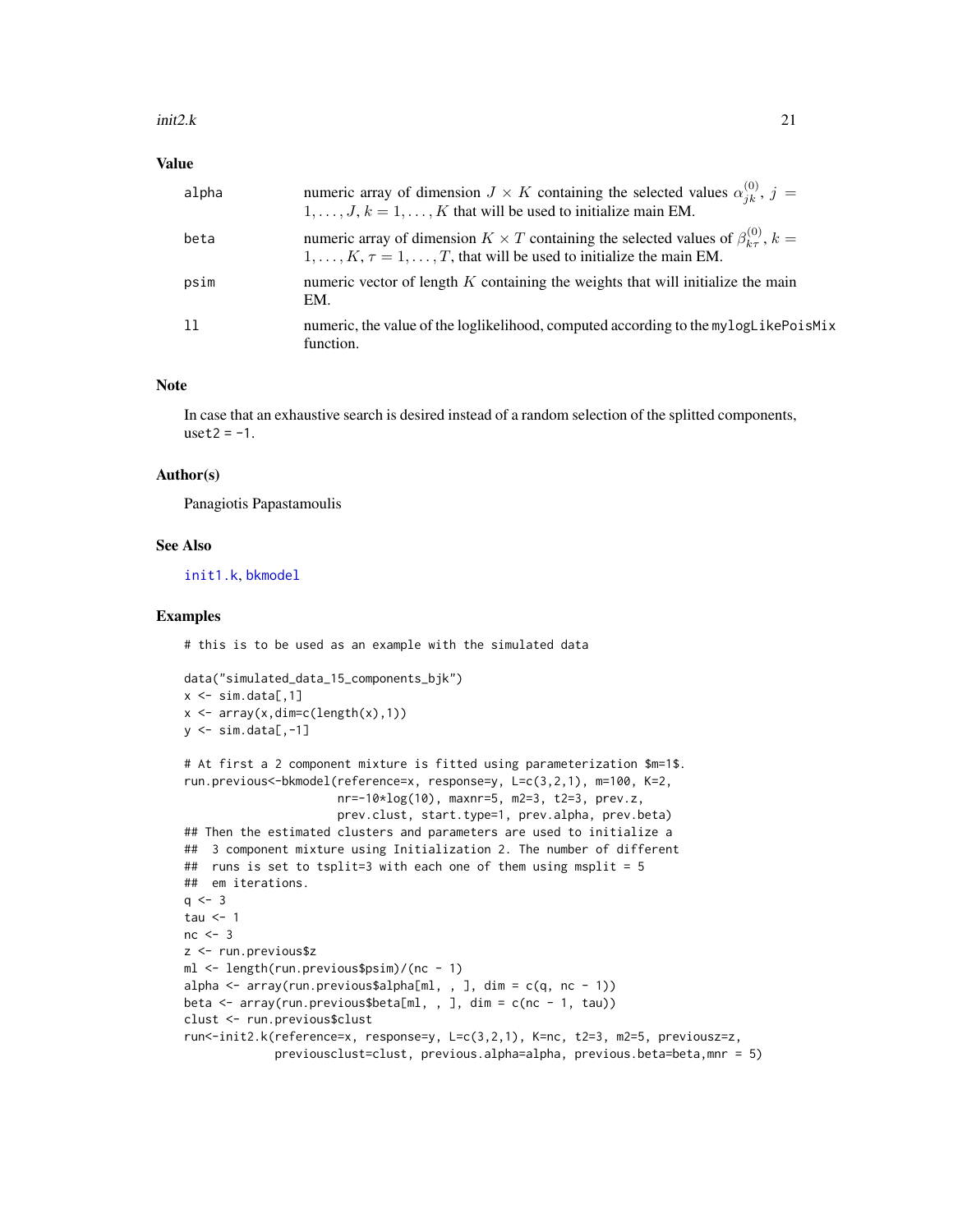### Value

- **alpha**: numeric array of dimension $J \times K$ containing the selected values $\alpha_{jk}^{(0)}$, $j = 1, \ldots, J$, $k = 1, \ldots, K$ that will be used to initialize main EM.
- **beta**: numeric array of dimension $K \times T$ containing the selected values of $\beta_{k\tau}^{(0)}$, $k = 1, \ldots, K$, $\tau = 1, \ldots, T$, that will be used to initialize the main EM.
- **psim**: numeric vector of length $K$ containing the weights that will initialize the main EM.
- **ll**: numeric, the value of the loglikelihood, computed according to the `mylogLikePoisMix` function.

### Note

In case that an exhaustive search is desired instead of a random selection of the splitted components, `uset2 = -1`.

### Author(s)

Panagiotis Papastamoulis

### See Also

`init1.k`, `bkmodel`

### Examples

```
# this is to be used as an example with the simulated data

data("simulated_data_15_components_bjk")
x <- sim.data[,1]
x <- array(x,dim=c(length(x),1))
y <- sim.data[,-1]

# At first a 2 component mixture is fitted using parameterization $m=1$.
run.previous<-bkmodel(reference=x, response=y, L=c(3,2,1), m=100, K=2,
                      nr=-10*log(10), maxnr=5, m2=3, t2=3, prev.z,
                      prev.clust, start.type=1, prev.alpha, prev.beta)
## Then the estimated clusters and parameters are used to initialize a
##  3 component mixture using Initialization 2. The number of different
##  runs is set to tsplit=3 with each one of them using msplit = 5
##  em iterations.
q <- 3
tau <- 1
nc <- 3
z <- run.previous$z
ml <- length(run.previous$psim)/(nc - 1)
alpha <- array(run.previous$alpha[ml, , ], dim = c(q, nc - 1))
beta <- array(run.previous$beta[ml, , ], dim = c(nc - 1, tau))
clust <- run.previous$clust
run<-init2.k(reference=x, response=y, L=c(3,2,1), K=nc, t2=3, m2=5, previousz=z,
             previousclust=clust, previous.alpha=alpha, previous.beta=beta,mnr = 5)
```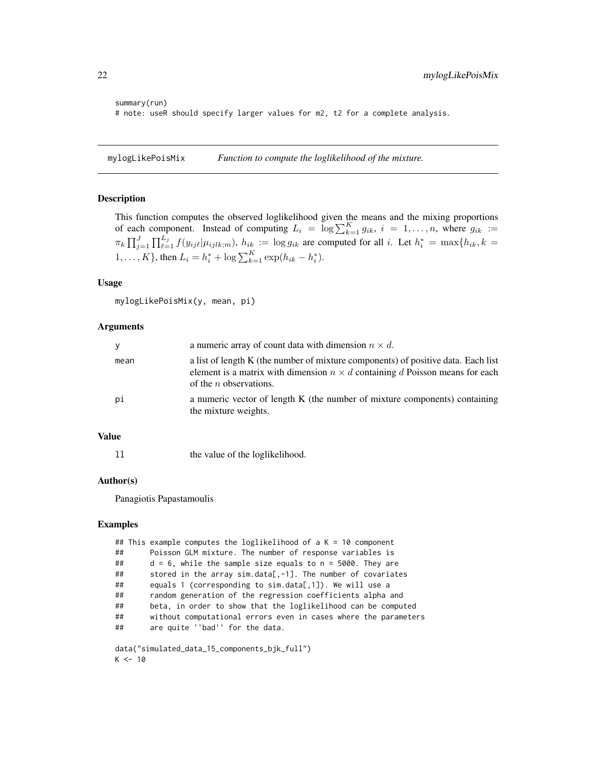```
summary(run)
# note: useR should specify larger values for m2, t2 for a complete analysis.
```

## mylogLikePoisMix — *Function to compute the loglikelihood of the mixture.*

### Description

This function computes the observed loglikelihood given the means and the mixing proportions of each component. Instead of computing $L_i = \log \sum_{k=1}^{K} g_{ik},\ i = 1, \ldots, n$, where $g_{ik} := \pi_k \prod_{j=1}^{J} \prod_{\ell=1}^{L_j} f(y_{ij\ell} | \mu_{ijlk;m})$, $h_{ik} := \log g_{ik}$ are computed for all $i$. Let $h_i^* = \max\{h_{ik}, k = 1, \ldots, K\}$, then $L_i = h_i^* + \log \sum_{k=1}^{K} \exp(h_{ik} - h_i^*)$.

### Usage

```
mylogLikePoisMix(y, mean, pi)
```

### Arguments

| | |
|---|---|
| y | a numeric array of count data with dimension $n \times d$. |
| mean | a list of length K (the number of mixture components) of positive data. Each list element is a matrix with dimension $n \times d$ containing $d$ Poisson means for each of the $n$ observations. |
| pi | a numeric vector of length K (the number of mixture components) containing the mixture weights. |

### Value

| | |
|---|---|
| ll | the value of the loglikelihood. |

### Author(s)

Panagiotis Papastamoulis

### Examples

```
## This example computes the loglikelihood of a K = 10 component
##      Poisson GLM mixture. The number of response variables is
##      d = 6, while the sample size equals to n = 5000. They are
##      stored in the array sim.data[,-1]. The number of covariates
##      equals 1 (corresponding to sim.data[,1]). We will use a
##      random generation of the regression coefficients alpha and
##      beta, in order to show that the loglikelihood can be computed
##      without computational errors even in cases where the parameters
##      are quite ''bad'' for the data.

data("simulated_data_15_components_bjk_full")
K <- 10
```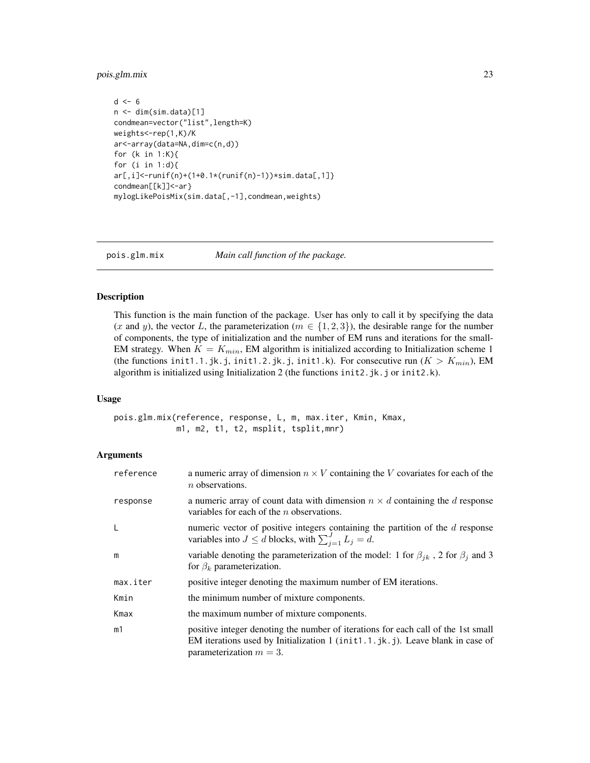```
d <- 6
n <- dim(sim.data)[1]
condmean=vector("list",length=K)
weights<-rep(1,K)/K
ar<-array(data=NA,dim=c(n,d))
for (k in 1:K){
for (i in 1:d){
ar[,i]<-runif(n)+(1+0.1*(runif(n)-1))*sim.data[,1]}
condmean[[k]]<-ar}
mylogLikePoisMix(sim.data[,-1],condmean,weights)
```

## pois.glm.mix — *Main call function of the package.*

### Description

This function is the main function of the package. User has only to call it by specifying the data ($x$ and $y$), the vector $L$, the parameterization ($m \in \{1, 2, 3\}$), the desirable range for the number of components, the type of initialization and the number of EM runs and iterations for the small-EM strategy. When $K = K_{min}$, EM algorithm is initialized according to Initialization scheme 1 (the functions `init1.1.jk.j`, `init1.2.jk.j`, `init1.k`). For consecutive run ($K > K_{min}$), EM algorithm is initialized using Initialization 2 (the functions `init2.jk.j` or `init2.k`).

### Usage

```
pois.glm.mix(reference, response, L, m, max.iter, Kmin, Kmax,
             m1, m2, t1, t2, msplit, tsplit,mnr)
```

### Arguments

| | |
|---|---|
| `reference` | a numeric array of dimension $n \times V$ containing the $V$ covariates for each of the $n$ observations. |
| `response` | a numeric array of count data with dimension $n \times d$ containing the $d$ response variables for each of the $n$ observations. |
| `L` | numeric vector of positive integers containing the partition of the $d$ response variables into $J \leq d$ blocks, with $\sum_{j=1}^{J} L_j = d$. |
| `m` | variable denoting the parameterization of the model: 1 for $\beta_{jk}$ , 2 for $\beta_j$ and 3 for $\beta_k$ parameterization. |
| `max.iter` | positive integer denoting the maximum number of EM iterations. |
| `Kmin` | the minimum number of mixture components. |
| `Kmax` | the maximum number of mixture components. |
| `m1` | positive integer denoting the number of iterations for each call of the 1st small EM iterations used by Initialization 1 (`init1.1.jk.j`). Leave blank in case of parameterization $m = 3$. |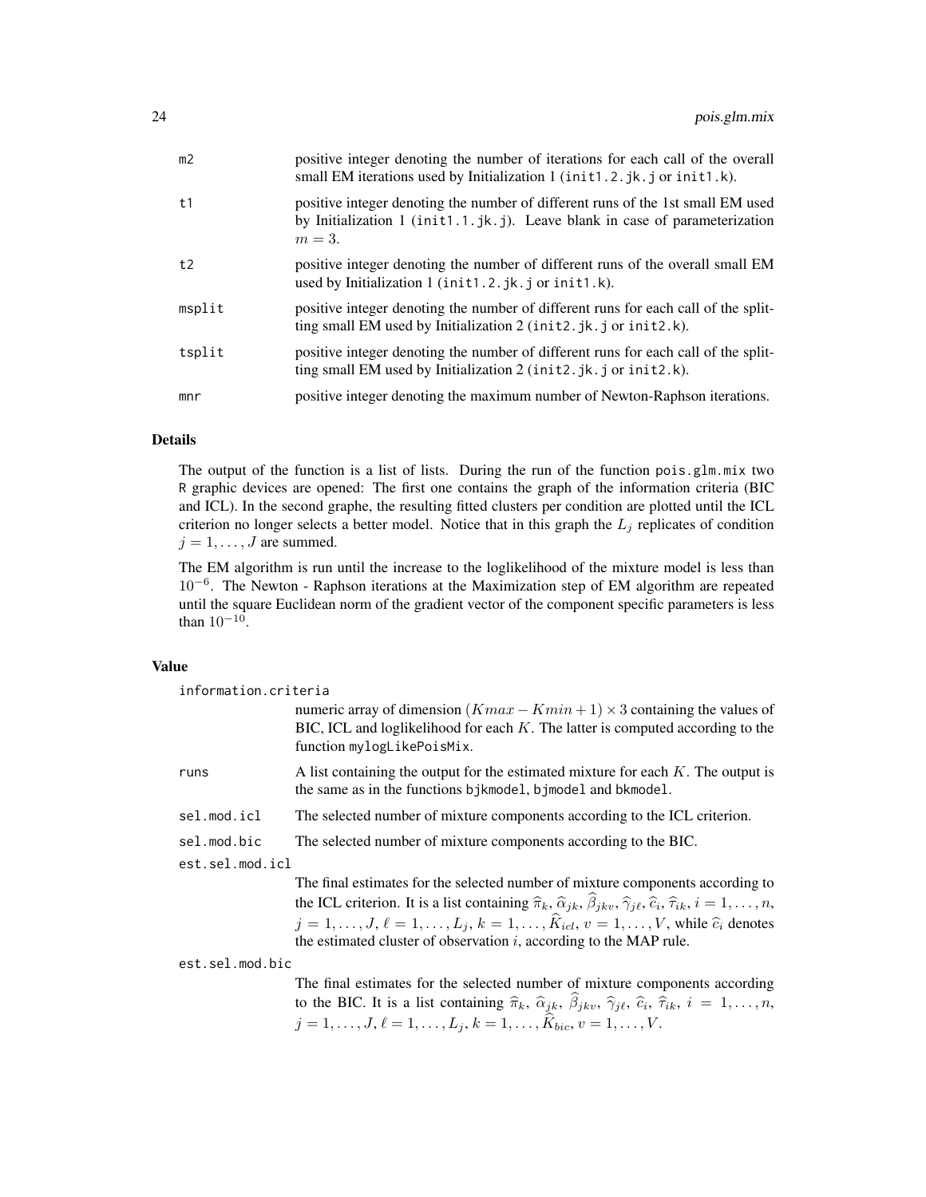| | |
|---|---|
| m2 | positive integer denoting the number of iterations for each call of the overall small EM iterations used by Initialization 1 (`init1.2.jk.j` or `init1.k`). |
| t1 | positive integer denoting the number of different runs of the 1st small EM used by Initialization 1 (`init1.1.jk.j`). Leave blank in case of parameterization $m = 3$. |
| t2 | positive integer denoting the number of different runs of the overall small EM used by Initialization 1 (`init1.2.jk.j` or `init1.k`). |
| msplit | positive integer denoting the number of different runs for each call of the splitting small EM used by Initialization 2 (`init2.jk.j` or `init2.k`). |
| tsplit | positive integer denoting the number of different runs for each call of the splitting small EM used by Initialization 2 (`init2.jk.j` or `init2.k`). |
| mnr | positive integer denoting the maximum number of Newton-Raphson iterations. |

### Details

The output of the function is a list of lists. During the run of the function `pois.glm.mix` two R graphic devices are opened: The first one contains the graph of the information criteria (BIC and ICL). In the second graphe, the resulting fitted clusters per condition are plotted until the ICL criterion no longer selects a better model. Notice that in this graph the $L_j$ replicates of condition $j = 1, \ldots, J$ are summed.

The EM algorithm is run until the increase to the loglikelihood of the mixture model is less than $10^{-6}$. The Newton - Raphson iterations at the Maximization step of EM algorithm are repeated until the square Euclidean norm of the gradient vector of the component specific parameters is less than $10^{-10}$.

### Value

`information.criteria`
: numeric array of dimension $(Kmax - Kmin + 1) \times 3$ containing the values of BIC, ICL and loglikelihood for each $K$. The latter is computed according to the function `mylogLikePoisMix`.

`runs`
: A list containing the output for the estimated mixture for each $K$. The output is the same as in the functions `bjkmodel`, `bjmodel` and `bkmodel`.

`sel.mod.icl`
: The selected number of mixture components according to the ICL criterion.

`sel.mod.bic`
: The selected number of mixture components according to the BIC.

`est.sel.mod.icl`
: The final estimates for the selected number of mixture components according to the ICL criterion. It is a list containing $\widehat{\pi}_k$, $\widehat{\alpha}_{jk}$, $\widehat{\beta}_{jkv}$, $\widehat{\gamma}_{j\ell}$, $\widehat{c}_i$, $\widehat{\tau}_{ik}$, $i = 1, \ldots, n$, $j = 1, \ldots, J$, $\ell = 1, \ldots, L_j$, $k = 1, \ldots, \widehat{K}_{icl}$, $v = 1, \ldots, V$, while $\widehat{c}_i$ denotes the estimated cluster of observation $i$, according to the MAP rule.

`est.sel.mod.bic`
: The final estimates for the selected number of mixture components according to the BIC. It is a list containing $\widehat{\pi}_k$, $\widehat{\alpha}_{jk}$, $\widehat{\beta}_{jkv}$, $\widehat{\gamma}_{j\ell}$, $\widehat{c}_i$, $\widehat{\tau}_{ik}$, $i = 1, \ldots, n$, $j = 1, \ldots, J$, $\ell = 1, \ldots, L_j$, $k = 1, \ldots, \widehat{K}_{bic}$, $v = 1, \ldots, V$.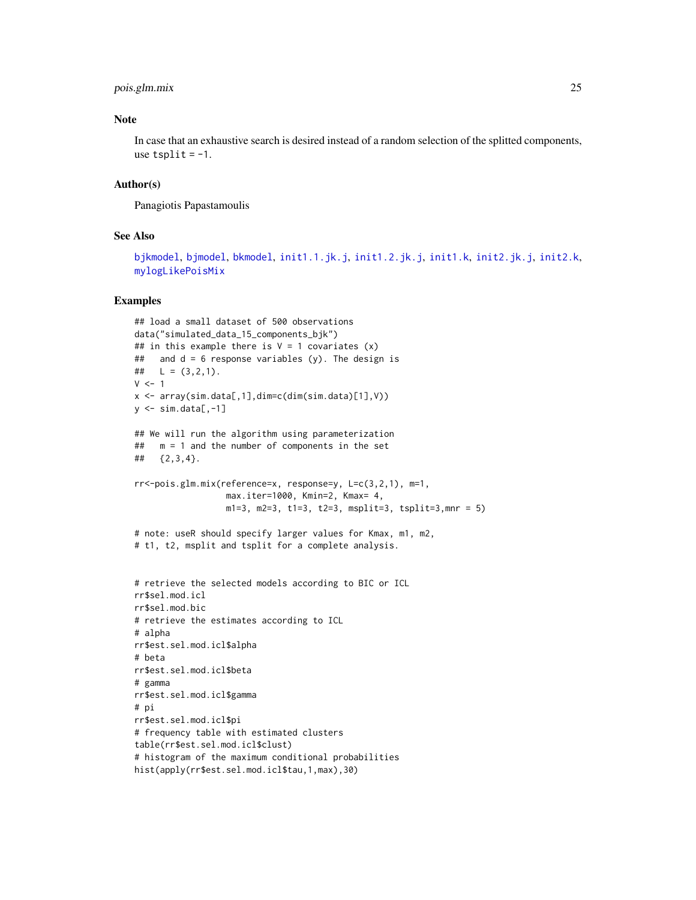### Note

In case that an exhaustive search is desired instead of a random selection of the splitted components, use `tsplit = -1`.

### Author(s)

Panagiotis Papastamoulis

### See Also

bjkmodel, bjmodel, bkmodel, init1.1.jk.j, init1.2.jk.j, init1.k, init2.jk.j, init2.k, mylogLikePoisMix

### Examples

```
## load a small dataset of 500 observations
data("simulated_data_15_components_bjk")
## in this example there is V = 1 covariates (x)
##   and d = 6 response variables (y). The design is
##   L = (3,2,1).
V <- 1
x <- array(sim.data[,1],dim=c(dim(sim.data)[1],V))
y <- sim.data[,-1]

## We will run the algorithm using parameterization
##   m = 1 and the number of components in the set
##   {2,3,4}.

rr<-pois.glm.mix(reference=x, response=y, L=c(3,2,1), m=1,
                 max.iter=1000, Kmin=2, Kmax= 4,
                 m1=3, m2=3, t1=3, t2=3, msplit=3, tsplit=3,mnr = 5)

# note: useR should specify larger values for Kmax, m1, m2,
# t1, t2, msplit and tsplit for a complete analysis.


# retrieve the selected models according to BIC or ICL
rr$sel.mod.icl
rr$sel.mod.bic
# retrieve the estimates according to ICL
# alpha
rr$est.sel.mod.icl$alpha
# beta
rr$est.sel.mod.icl$beta
# gamma
rr$est.sel.mod.icl$gamma
# pi
rr$est.sel.mod.icl$pi
# frequency table with estimated clusters
table(rr$est.sel.mod.icl$clust)
# histogram of the maximum conditional probabilities
hist(apply(rr$est.sel.mod.icl$tau,1,max),30)
```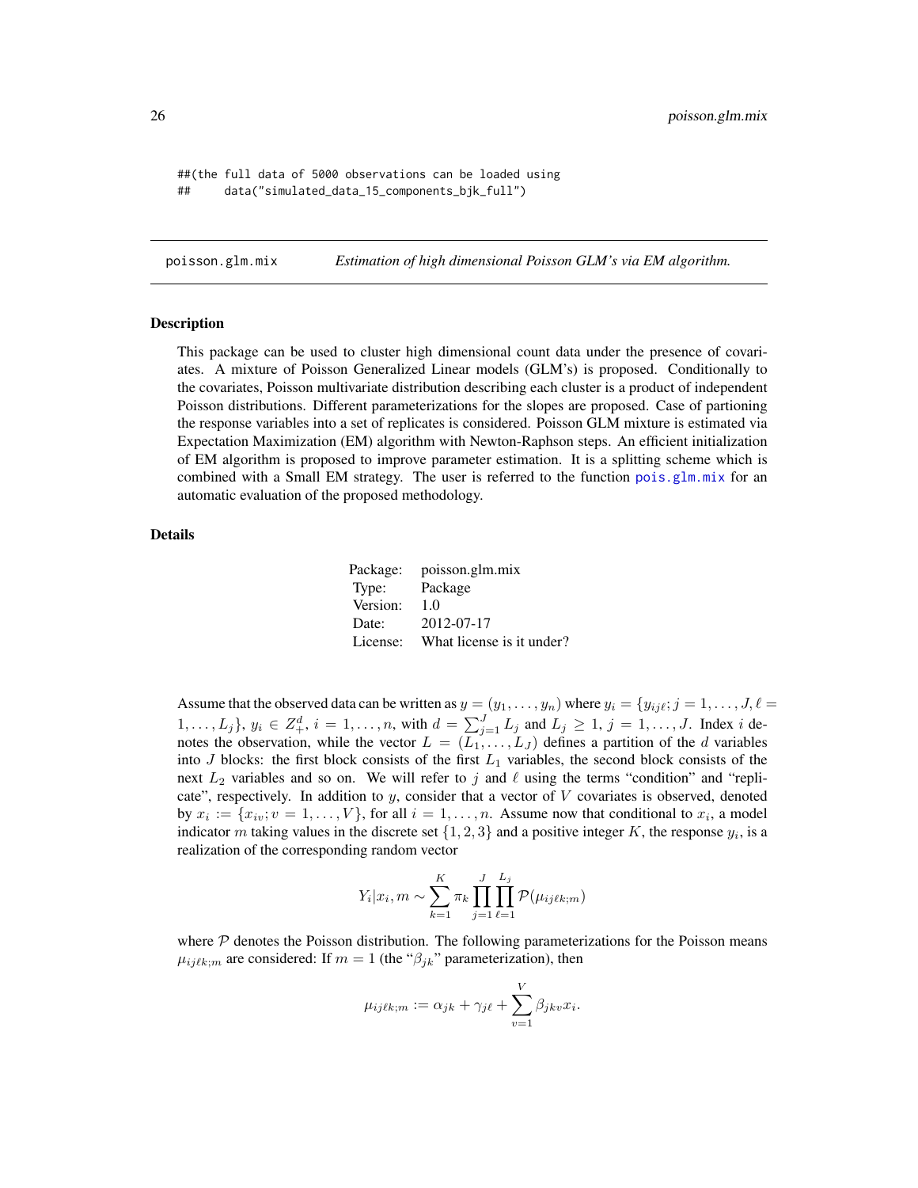```
##(the full data of 5000 observations can be loaded using
##     data("simulated_data_15_components_bjk_full")
```

## poisson.glm.mix *Estimation of high dimensional Poisson GLM's via EM algorithm.*

### Description

This package can be used to cluster high dimensional count data under the presence of covariates. A mixture of Poisson Generalized Linear models (GLM's) is proposed. Conditionally to the covariates, Poisson multivariate distribution describing each cluster is a product of independent Poisson distributions. Different parameterizations for the slopes are proposed. Case of partioning the response variables into a set of replicates is considered. Poisson GLM mixture is estimated via Expectation Maximization (EM) algorithm with Newton-Raphson steps. An efficient initialization of EM algorithm is proposed to improve parameter estimation. It is a splitting scheme which is combined with a Small EM strategy. The user is referred to the function pois.glm.mix for an automatic evaluation of the proposed methodology.

### Details

| | |
|---|---|
| Package: | poisson.glm.mix |
| Type: | Package |
| Version: | 1.0 |
| Date: | 2012-07-17 |
| License: | What license is it under? |

Assume that the observed data can be written as $y = (y_1, \ldots, y_n)$ where $y_i = \{y_{ij\ell}; j = 1, \ldots, J, \ell = 1, \ldots, L_j\}$, $y_i \in Z_+^d$, $i = 1, \ldots, n$, with $d = \sum_{j=1}^{J} L_j$ and $L_j \geq 1$, $j = 1, \ldots, J$. Index $i$ denotes the observation, while the vector $L = (L_1, \ldots, L_J)$ defines a partition of the $d$ variables into $J$ blocks: the first block consists of the first $L_1$ variables, the second block consists of the next $L_2$ variables and so on. We will refer to $j$ and $\ell$ using the terms "condition" and "replicate", respectively. In addition to $y$, consider that a vector of $V$ covariates is observed, denoted by $x_i := \{x_{iv}; v = 1, \ldots, V\}$, for all $i = 1, \ldots, n$. Assume now that conditional to $x_i$, a model indicator $m$ taking values in the discrete set $\{1, 2, 3\}$ and a positive integer $K$, the response $y_i$, is a realization of the corresponding random vector

$$Y_i | x_i, m \sim \sum_{k=1}^{K} \pi_k \prod_{j=1}^{J} \prod_{\ell=1}^{L_j} \mathcal{P}(\mu_{ij\ell k;m})$$

where $\mathcal{P}$ denotes the Poisson distribution. The following parameterizations for the Poisson means $\mu_{ij\ell k;m}$ are considered: If $m = 1$ (the "$\beta_{jk}$" parameterization), then

$$\mu_{ij\ell k;m} := \alpha_{jk} + \gamma_{j\ell} + \sum_{v=1}^{V} \beta_{jkv} x_i.$$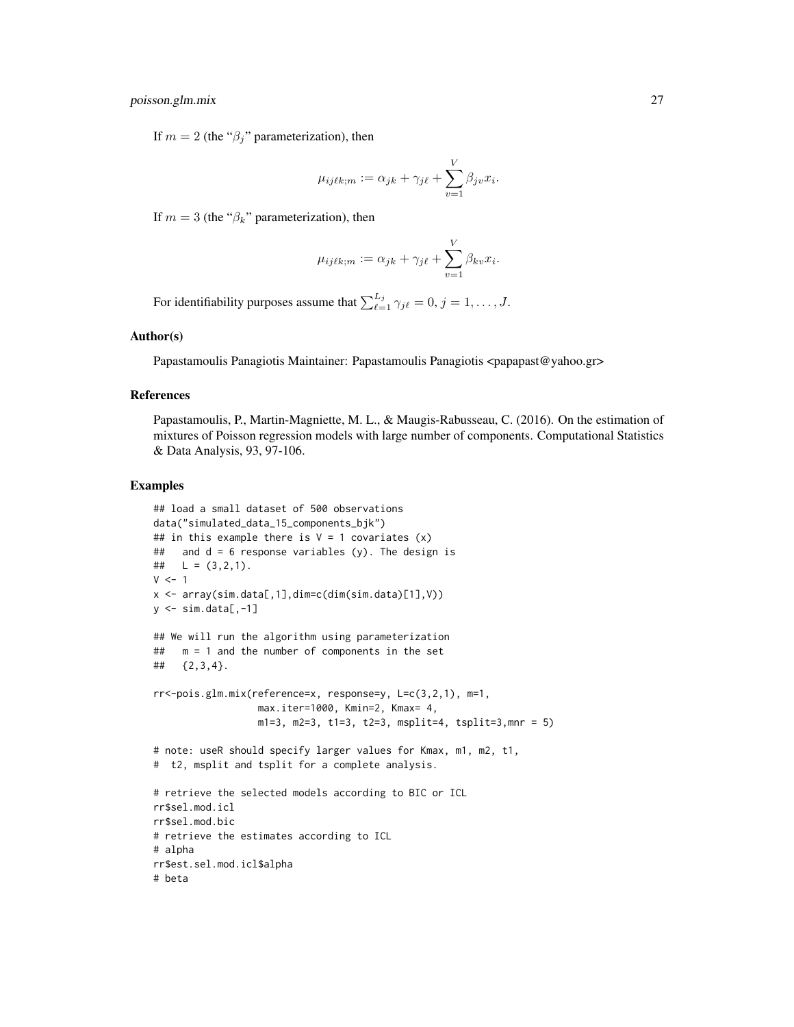If $m = 2$ (the "$\beta_j$" parameterization), then

$$\mu_{ij\ell k;m} := \alpha_{jk} + \gamma_{j\ell} + \sum_{v=1}^{V} \beta_{jv} x_i.$$

If $m = 3$ (the "$\beta_k$" parameterization), then

$$\mu_{ij\ell k;m} := \alpha_{jk} + \gamma_{j\ell} + \sum_{v=1}^{V} \beta_{kv} x_i.$$

For identifiability purposes assume that $\sum_{\ell=1}^{L_j} \gamma_{j\ell} = 0$, $j = 1, \ldots, J$.

### Author(s)

Papastamoulis Panagiotis Maintainer: Papastamoulis Panagiotis <papapast@yahoo.gr>

### References

Papastamoulis, P., Martin-Magniette, M. L., & Maugis-Rabusseau, C. (2016). On the estimation of mixtures of Poisson regression models with large number of components. Computational Statistics & Data Analysis, 93, 97-106.

### Examples

```
## load a small dataset of 500 observations
data("simulated_data_15_components_bjk")
## in this example there is V = 1 covariates (x)
##   and d = 6 response variables (y). The design is
##   L = (3,2,1).
V <- 1
x <- array(sim.data[,1],dim=c(dim(sim.data)[1],V))
y <- sim.data[,-1]

## We will run the algorithm using parameterization
##   m = 1 and the number of components in the set
##   {2,3,4}.

rr<-pois.glm.mix(reference=x, response=y, L=c(3,2,1), m=1,
                 max.iter=1000, Kmin=2, Kmax= 4,
                 m1=3, m2=3, t1=3, t2=3, msplit=4, tsplit=3,mnr = 5)

# note: useR should specify larger values for Kmax, m1, m2, t1,
#  t2, msplit and tsplit for a complete analysis.

# retrieve the selected models according to BIC or ICL
rr$sel.mod.icl
rr$sel.mod.bic
# retrieve the estimates according to ICL
# alpha
rr$est.sel.mod.icl$alpha
# beta
```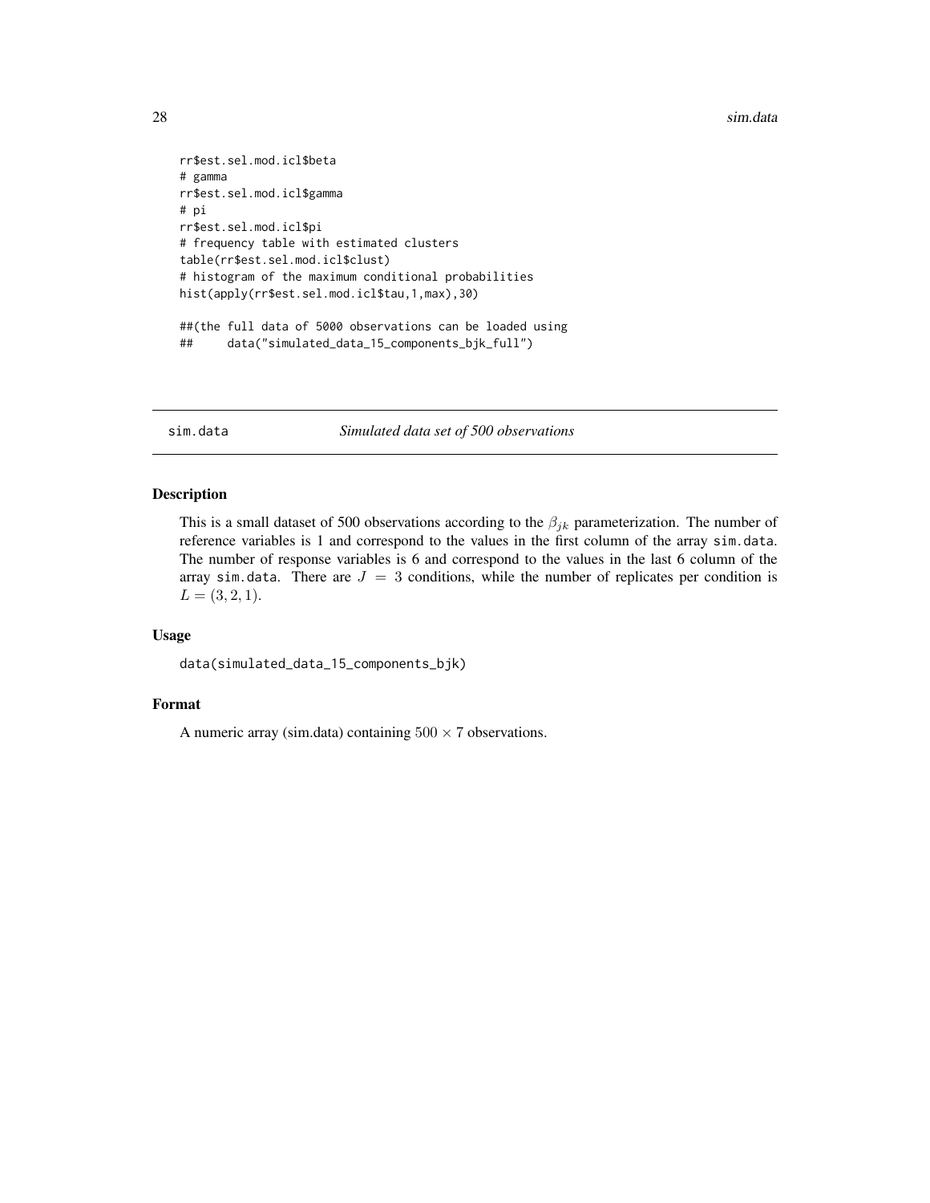```
rr$est.sel.mod.icl$beta
# gamma
rr$est.sel.mod.icl$gamma
# pi
rr$est.sel.mod.icl$pi
# frequency table with estimated clusters
table(rr$est.sel.mod.icl$clust)
# histogram of the maximum conditional probabilities
hist(apply(rr$est.sel.mod.icl$tau,1,max),30)

##(the full data of 5000 observations can be loaded using
##     data("simulated_data_15_components_bjk_full")
```

## sim.data — *Simulated data set of 500 observations*

### Description

This is a small dataset of 500 observations according to the $\beta_{jk}$ parameterization. The number of reference variables is 1 and correspond to the values in the first column of the array `sim.data`. The number of response variables is 6 and correspond to the values in the last 6 column of the array `sim.data`. There are $J = 3$ conditions, while the number of replicates per condition is $L = (3, 2, 1)$.

### Usage

```
data(simulated_data_15_components_bjk)
```

### Format

A numeric array (sim.data) containing $500 \times 7$ observations.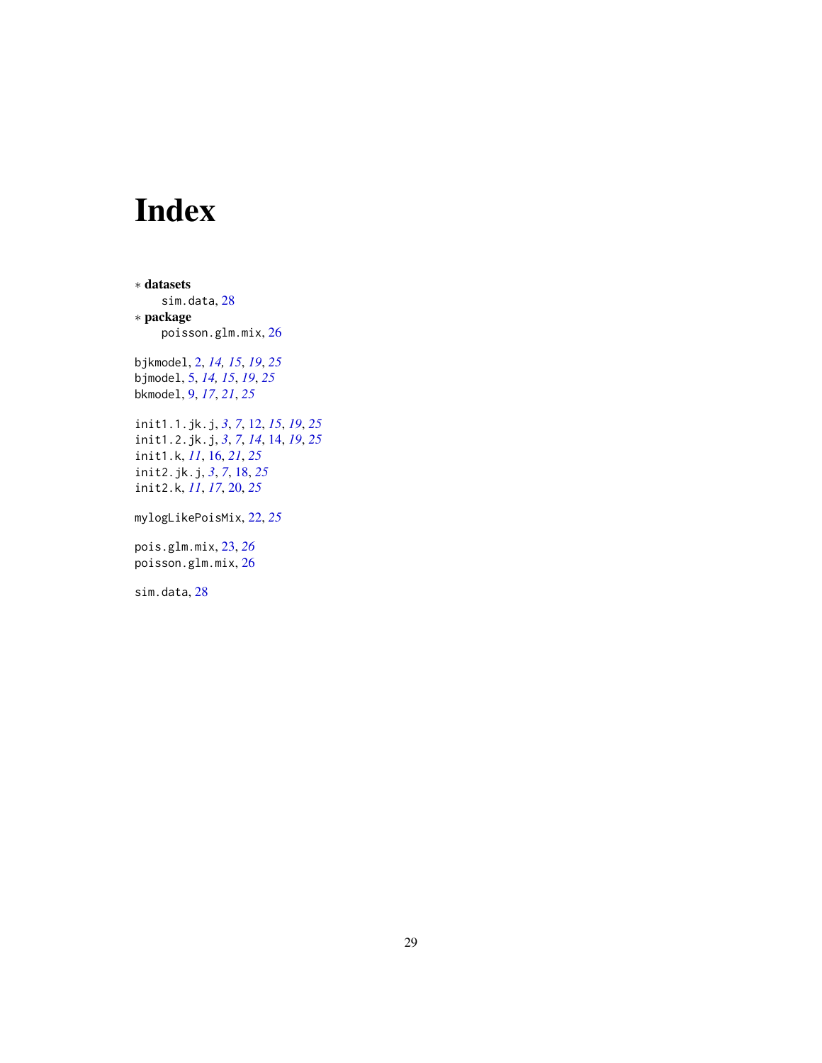# Index

∗ **datasets**
    sim.data, 28
∗ **package**
    poisson.glm.mix, 26

bjkmodel, 2, *14, 15*, *19*, *25*
bjmodel, 5, *14, 15*, *19*, *25*
bkmodel, 9, *17*, *21*, *25*

init1.1.jk.j, *3*, *7*, 12, *15*, *19*, *25*
init1.2.jk.j, *3*, *7*, *14*, 14, *19*, *25*
init1.k, *11*, 16, *21*, *25*
init2.jk.j, *3*, *7*, 18, *25*
init2.k, *11*, *17*, 20, *25*

mylogLikePoisMix, 22, *25*

pois.glm.mix, 23, *26*
poisson.glm.mix, 26

sim.data, 28